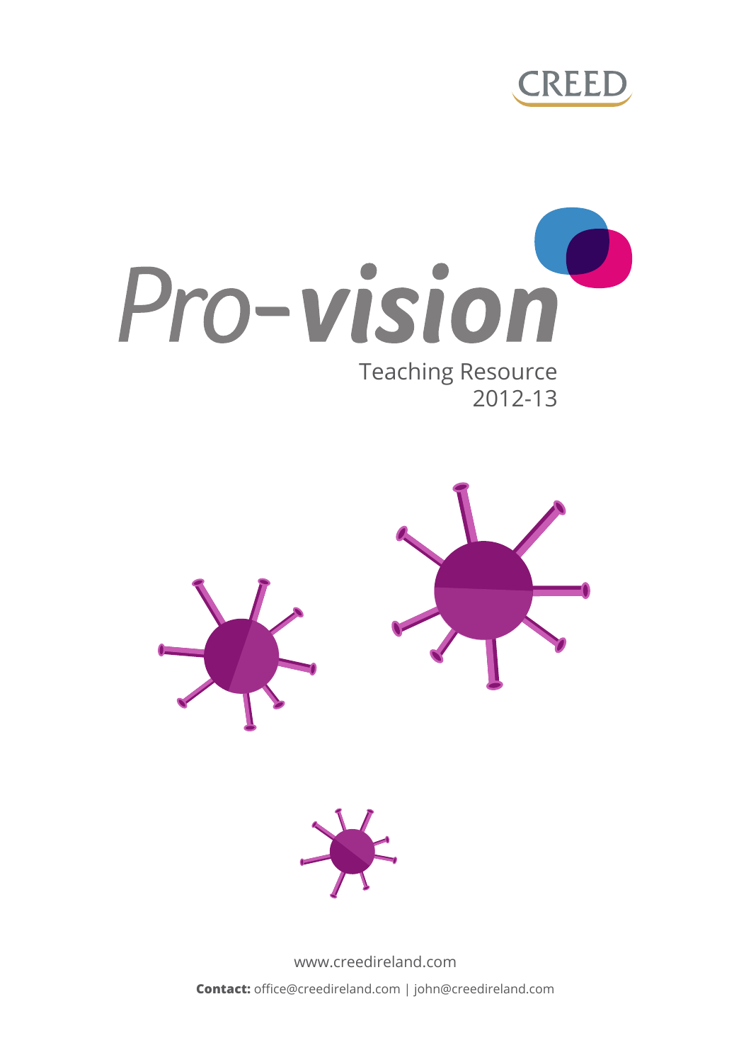CREED

# Pro-vision

Teaching Resource
2012-13

www.creedireland.com

**Contact:** office@creedireland.com | john@creedireland.com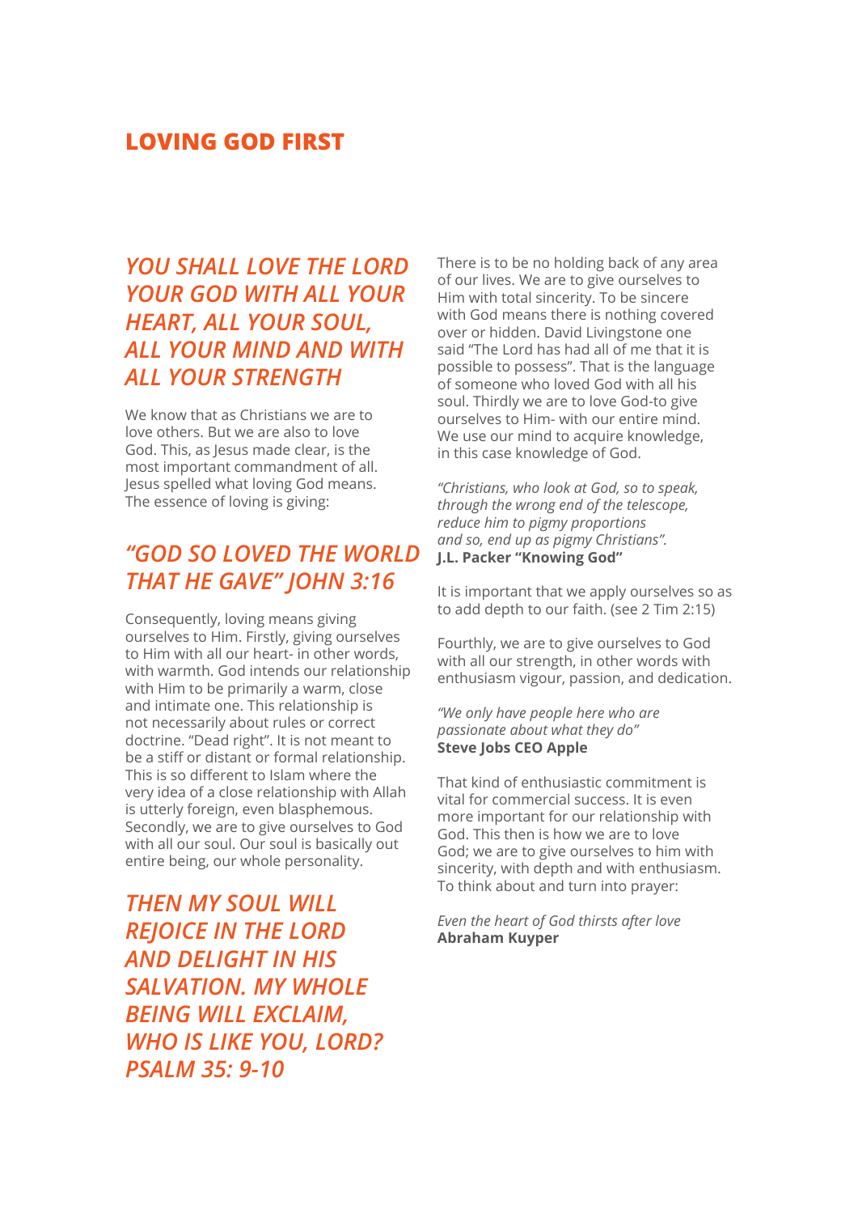# LOVING GOD FIRST

## *YOU SHALL LOVE THE LORD YOUR GOD WITH ALL YOUR HEART, ALL YOUR SOUL, ALL YOUR MIND AND WITH ALL YOUR STRENGTH*

We know that as Christians we are to love others. But we are also to love God. This, as Jesus made clear, is the most important commandment of all. Jesus spelled what loving God means. The essence of loving is giving:

## *"GOD SO LOVED THE WORLD THAT HE GAVE" JOHN 3:16*

Consequently, loving means giving ourselves to Him. Firstly, giving ourselves to Him with all our heart- in other words, with warmth. God intends our relationship with Him to be primarily a warm, close and intimate one. This relationship is not necessarily about rules or correct doctrine. "Dead right". It is not meant to be a stiff or distant or formal relationship. This is so different to Islam where the very idea of a close relationship with Allah is utterly foreign, even blasphemous. Secondly, we are to give ourselves to God with all our soul. Our soul is basically out entire being, our whole personality.

## *THEN MY SOUL WILL REJOICE IN THE LORD AND DELIGHT IN HIS SALVATION. MY WHOLE BEING WILL EXCLAIM, WHO IS LIKE YOU, LORD? PSALM 35: 9-10*

There is to be no holding back of any area of our lives. We are to give ourselves to Him with total sincerity. To be sincere with God means there is nothing covered over or hidden. David Livingstone one said "The Lord has had all of me that it is possible to possess". That is the language of someone who loved God with all his soul. Thirdly we are to love God-to give ourselves to Him- with our entire mind. We use our mind to acquire knowledge, in this case knowledge of God.

*"Christians, who look at God, so to speak, through the wrong end of the telescope, reduce him to pigmy proportions and so, end up as pigmy Christians".*
**J.L. Packer "Knowing God"**

It is important that we apply ourselves so as to add depth to our faith. (see 2 Tim 2:15)

Fourthly, we are to give ourselves to God with all our strength, in other words with enthusiasm vigour, passion, and dedication.

*"We only have people here who are passionate about what they do"*
**Steve Jobs CEO Apple**

That kind of enthusiastic commitment is vital for commercial success. It is even more important for our relationship with God. This then is how we are to love God; we are to give ourselves to him with sincerity, with depth and with enthusiasm. To think about and turn into prayer:

*Even the heart of God thirsts after love*
**Abraham Kuyper**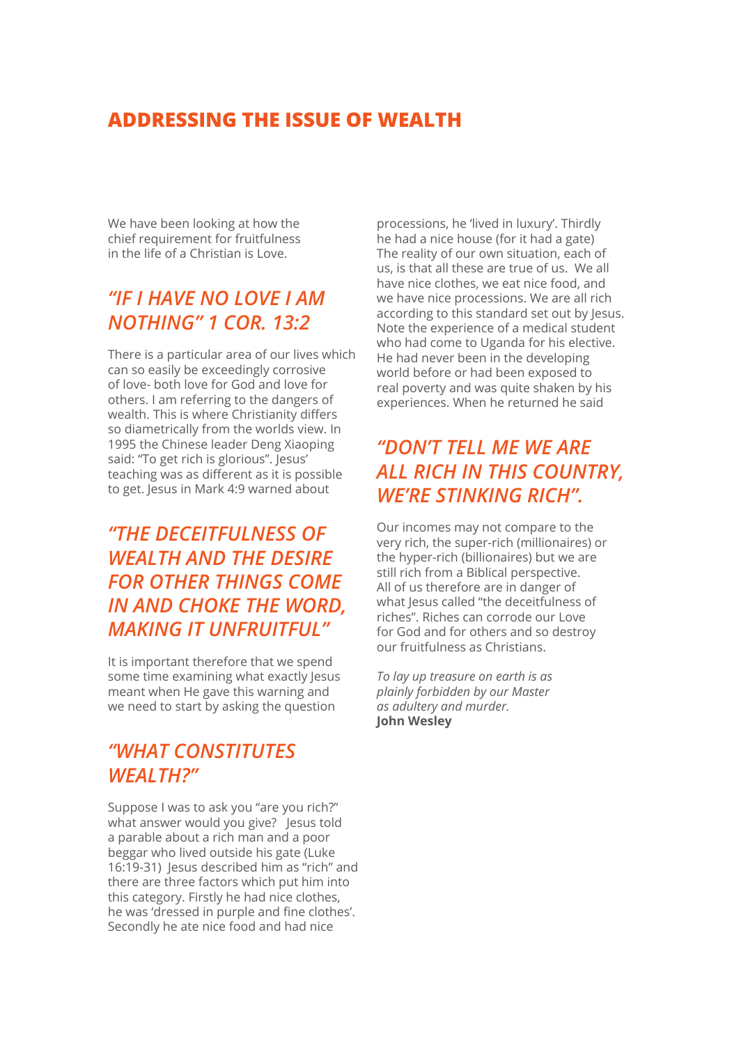## ADDRESSING THE ISSUE OF WEALTH

We have been looking at how the chief requirement for fruitfulness in the life of a Christian is Love.

### *"IF I HAVE NO LOVE I AM NOTHING" 1 COR. 13:2*

There is a particular area of our lives which can so easily be exceedingly corrosive of love- both love for God and love for others. I am referring to the dangers of wealth. This is where Christianity differs so diametrically from the worlds view. In 1995 the Chinese leader Deng Xiaoping said: "To get rich is glorious". Jesus' teaching was as different as it is possible to get. Jesus in Mark 4:9 warned about

### *"THE DECEITFULNESS OF WEALTH AND THE DESIRE FOR OTHER THINGS COME IN AND CHOKE THE WORD, MAKING IT UNFRUITFUL"*

It is important therefore that we spend some time examining what exactly Jesus meant when He gave this warning and we need to start by asking the question

### *"WHAT CONSTITUTES WEALTH?"*

Suppose I was to ask you "are you rich?" what answer would you give? Jesus told a parable about a rich man and a poor beggar who lived outside his gate (Luke 16:19-31) Jesus described him as "rich" and there are three factors which put him into this category. Firstly he had nice clothes, he was 'dressed in purple and fine clothes'. Secondly he ate nice food and had nice processions, he 'lived in luxury'. Thirdly he had a nice house (for it had a gate) The reality of our own situation, each of us, is that all these are true of us. We all have nice clothes, we eat nice food, and we have nice processions. We are all rich according to this standard set out by Jesus. Note the experience of a medical student who had come to Uganda for his elective. He had never been in the developing world before or had been exposed to real poverty and was quite shaken by his experiences. When he returned he said

### *"DON'T TELL ME WE ARE ALL RICH IN THIS COUNTRY, WE'RE STINKING RICH".*

Our incomes may not compare to the very rich, the super-rich (millionaires) or the hyper-rich (billionaires) but we are still rich from a Biblical perspective. All of us therefore are in danger of what Jesus called "the deceitfulness of riches". Riches can corrode our Love for God and for others and so destroy our fruitfulness as Christians.

*To lay up treasure on earth is as plainly forbidden by our Master as adultery and murder.*
**John Wesley**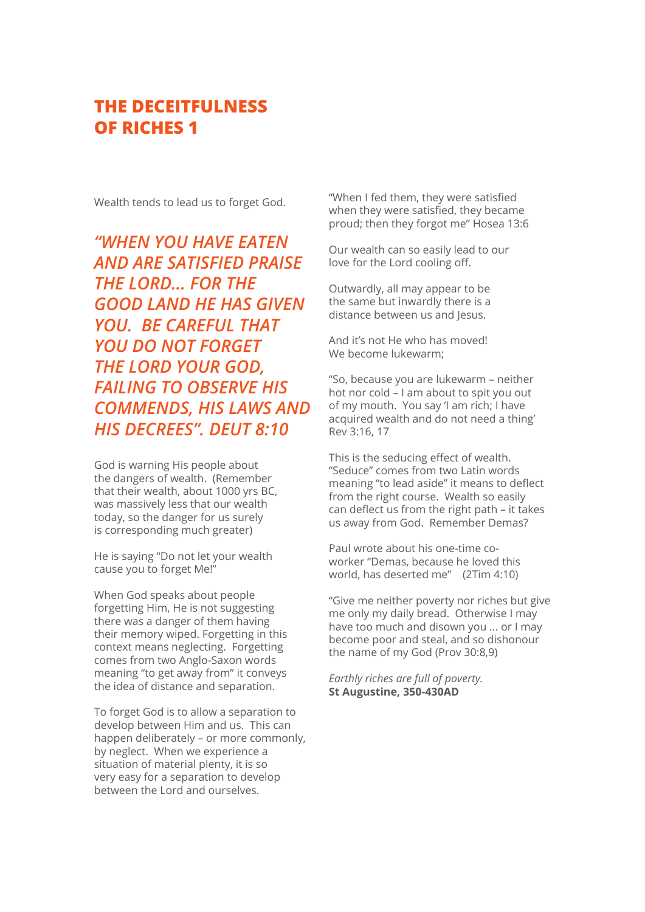# THE DECEITFULNESS OF RICHES 1

Wealth tends to lead us to forget God.

***"WHEN YOU HAVE EATEN AND ARE SATISFIED PRAISE THE LORD... FOR THE GOOD LAND HE HAS GIVEN YOU. BE CAREFUL THAT YOU DO NOT FORGET THE LORD YOUR GOD, FAILING TO OBSERVE HIS COMMENDS, HIS LAWS AND HIS DECREES". DEUT 8:10***

God is warning His people about the dangers of wealth. (Remember that their wealth, about 1000 yrs BC, was massively less that our wealth today, so the danger for us surely is corresponding much greater)

He is saying "Do not let your wealth cause you to forget Me!"

When God speaks about people forgetting Him, He is not suggesting there was a danger of them having their memory wiped. Forgetting in this context means neglecting. Forgetting comes from two Anglo-Saxon words meaning "to get away from" it conveys the idea of distance and separation.

To forget God is to allow a separation to develop between Him and us. This can happen deliberately – or more commonly, by neglect. When we experience a situation of material plenty, it is so very easy for a separation to develop between the Lord and ourselves.

"When I fed them, they were satisfied when they were satisfied, they became proud; then they forgot me" Hosea 13:6

Our wealth can so easily lead to our love for the Lord cooling off.

Outwardly, all may appear to be the same but inwardly there is a distance between us and Jesus.

And it's not He who has moved! We become lukewarm;

"So, because you are lukewarm – neither hot nor cold – I am about to spit you out of my mouth. You say 'I am rich; I have acquired wealth and do not need a thing' Rev 3:16, 17

This is the seducing effect of wealth. "Seduce" comes from two Latin words meaning "to lead aside" it means to deflect from the right course. Wealth so easily can deflect us from the right path – it takes us away from God. Remember Demas?

Paul wrote about his one-time co-worker "Demas, because he loved this world, has deserted me" (2Tim 4:10)

"Give me neither poverty nor riches but give me only my daily bread. Otherwise I may have too much and disown you ... or I may become poor and steal, and so dishonour the name of my God (Prov 30:8,9)

*Earthly riches are full of poverty.*
**St Augustine, 350-430AD**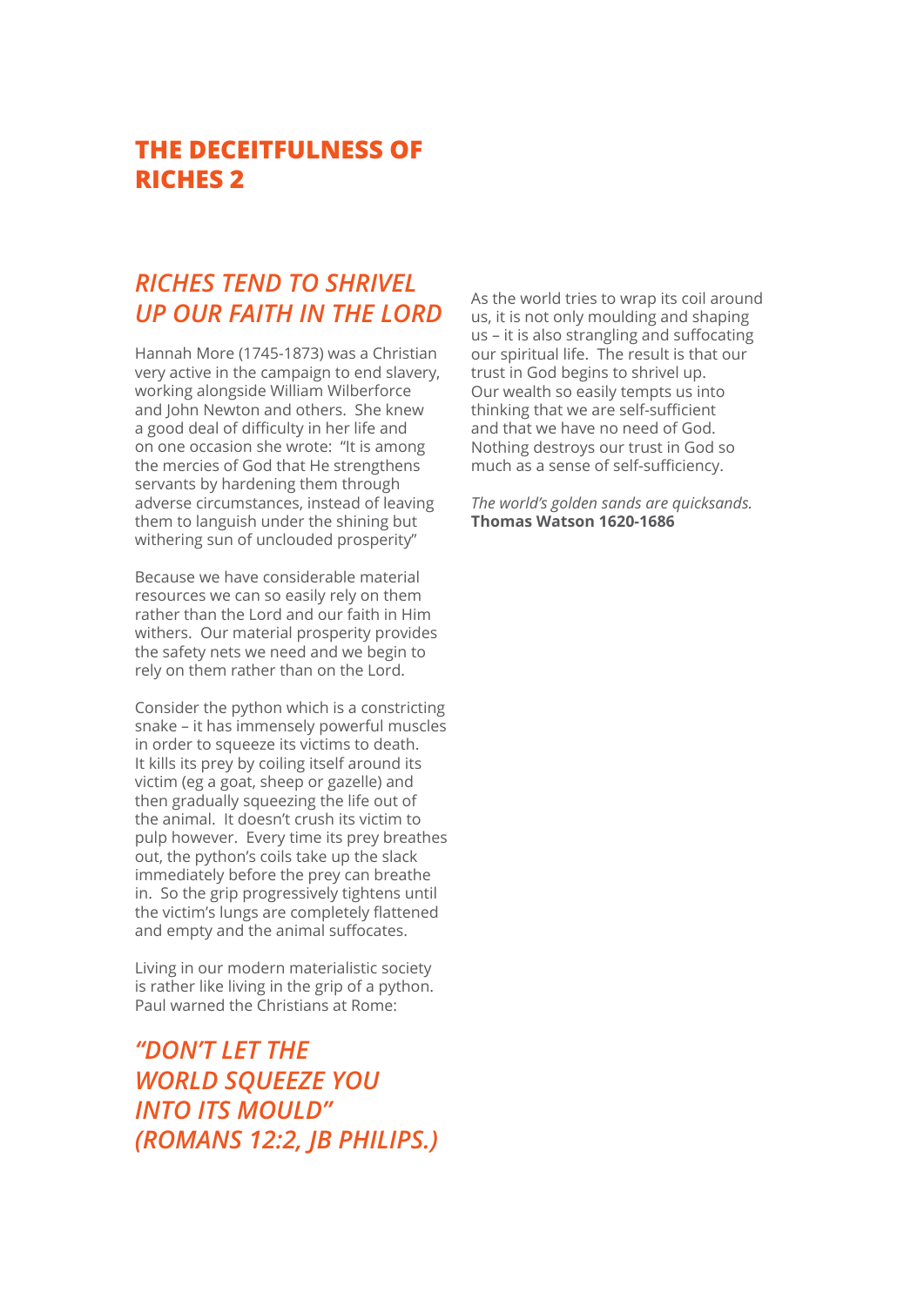# THE DECEITFULNESS OF RICHES 2

## *RICHES TEND TO SHRIVEL UP OUR FAITH IN THE LORD*

Hannah More (1745-1873) was a Christian very active in the campaign to end slavery, working alongside William Wilberforce and John Newton and others. She knew a good deal of difficulty in her life and on one occasion she wrote: "It is among the mercies of God that He strengthens servants by hardening them through adverse circumstances, instead of leaving them to languish under the shining but withering sun of unclouded prosperity"

Because we have considerable material resources we can so easily rely on them rather than the Lord and our faith in Him withers. Our material prosperity provides the safety nets we need and we begin to rely on them rather than on the Lord.

Consider the python which is a constricting snake – it has immensely powerful muscles in order to squeeze its victims to death. It kills its prey by coiling itself around its victim (eg a goat, sheep or gazelle) and then gradually squeezing the life out of the animal. It doesn't crush its victim to pulp however. Every time its prey breathes out, the python's coils take up the slack immediately before the prey can breathe in. So the grip progressively tightens until the victim's lungs are completely flattened and empty and the animal suffocates.

Living in our modern materialistic society is rather like living in the grip of a python. Paul warned the Christians at Rome:

## *"DON'T LET THE WORLD SQUEEZE YOU INTO ITS MOULD" (ROMANS 12:2, JB PHILIPS.)*

As the world tries to wrap its coil around us, it is not only moulding and shaping us – it is also strangling and suffocating our spiritual life. The result is that our trust in God begins to shrivel up. Our wealth so easily tempts us into thinking that we are self-sufficient and that we have no need of God. Nothing destroys our trust in God so much as a sense of self-sufficiency.

*The world's golden sands are quicksands.*
**Thomas Watson 1620-1686**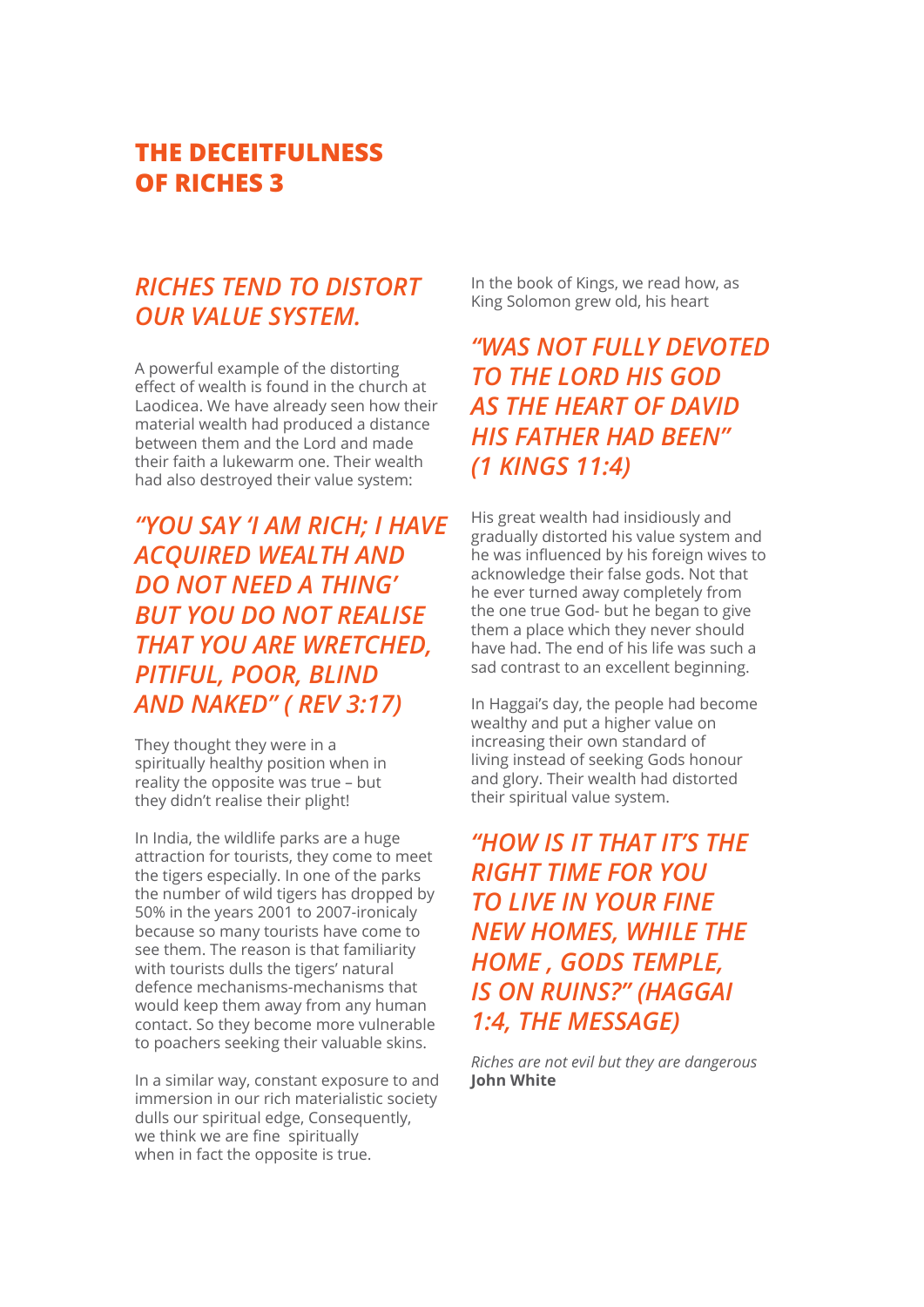# THE DECEITFULNESS OF RICHES 3

## *RICHES TEND TO DISTORT OUR VALUE SYSTEM.*

A powerful example of the distorting effect of wealth is found in the church at Laodicea. We have already seen how their material wealth had produced a distance between them and the Lord and made their faith a lukewarm one. Their wealth had also destroyed their value system:

### *"YOU SAY 'I AM RICH; I HAVE ACQUIRED WEALTH AND DO NOT NEED A THING' BUT YOU DO NOT REALISE THAT YOU ARE WRETCHED, PITIFUL, POOR, BLIND AND NAKED" ( REV 3:17)*

They thought they were in a spiritually healthy position when in reality the opposite was true – but they didn't realise their plight!

In India, the wildlife parks are a huge attraction for tourists, they come to meet the tigers especially. In one of the parks the number of wild tigers has dropped by 50% in the years 2001 to 2007-ironicaly because so many tourists have come to see them. The reason is that familiarity with tourists dulls the tigers' natural defence mechanisms-mechanisms that would keep them away from any human contact. So they become more vulnerable to poachers seeking their valuable skins.

In a similar way, constant exposure to and immersion in our rich materialistic society dulls our spiritual edge, Consequently, we think we are fine spiritually when in fact the opposite is true.

In the book of Kings, we read how, as King Solomon grew old, his heart

### *"WAS NOT FULLY DEVOTED TO THE LORD HIS GOD AS THE HEART OF DAVID HIS FATHER HAD BEEN" (1 KINGS 11:4)*

His great wealth had insidiously and gradually distorted his value system and he was influenced by his foreign wives to acknowledge their false gods. Not that he ever turned away completely from the one true God- but he began to give them a place which they never should have had. The end of his life was such a sad contrast to an excellent beginning.

In Haggai's day, the people had become wealthy and put a higher value on increasing their own standard of living instead of seeking Gods honour and glory. Their wealth had distorted their spiritual value system.

### *"HOW IS IT THAT IT'S THE RIGHT TIME FOR YOU TO LIVE IN YOUR FINE NEW HOMES, WHILE THE HOME , GODS TEMPLE, IS ON RUINS?" (HAGGAI 1:4, THE MESSAGE)*

*Riches are not evil but they are dangerous*
**John White**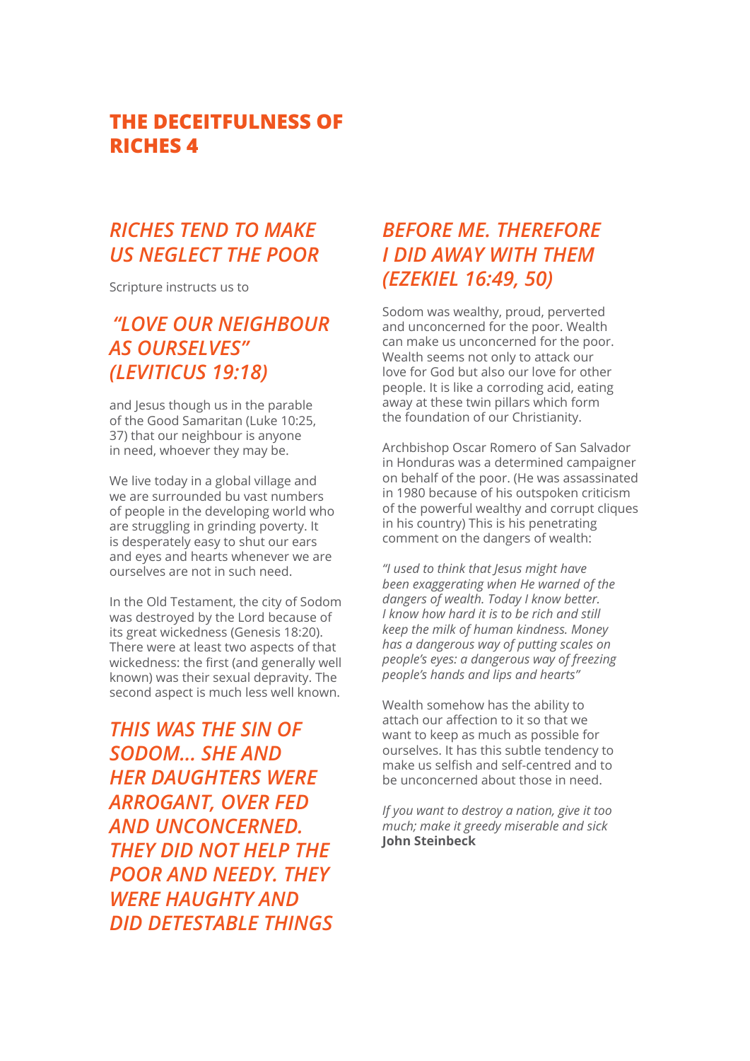## THE DECEITFULNESS OF RICHES 4

### *RICHES TEND TO MAKE US NEGLECT THE POOR*

Scripture instructs us to

### *"LOVE OUR NEIGHBOUR AS OURSELVES" (LEVITICUS 19:18)*

and Jesus though us in the parable of the Good Samaritan (Luke 10:25, 37) that our neighbour is anyone in need, whoever they may be.

We live today in a global village and we are surrounded bu vast numbers of people in the developing world who are struggling in grinding poverty. It is desperately easy to shut our ears and eyes and hearts whenever we are ourselves are not in such need.

In the Old Testament, the city of Sodom was destroyed by the Lord because of its great wickedness (Genesis 18:20). There were at least two aspects of that wickedness: the first (and generally well known) was their sexual depravity. The second aspect is much less well known.

### *THIS WAS THE SIN OF SODOM... SHE AND HER DAUGHTERS WERE ARROGANT, OVER FED AND UNCONCERNED. THEY DID NOT HELP THE POOR AND NEEDY. THEY WERE HAUGHTY AND DID DETESTABLE THINGS BEFORE ME. THEREFORE I DID AWAY WITH THEM (EZEKIEL 16:49, 50)*

Sodom was wealthy, proud, perverted and unconcerned for the poor. Wealth can make us unconcerned for the poor. Wealth seems not only to attack our love for God but also our love for other people. It is like a corroding acid, eating away at these twin pillars which form the foundation of our Christianity.

Archbishop Oscar Romero of San Salvador in Honduras was a determined campaigner on behalf of the poor. (He was assassinated in 1980 because of his outspoken criticism of the powerful wealthy and corrupt cliques in his country) This is his penetrating comment on the dangers of wealth:

*"I used to think that Jesus might have been exaggerating when He warned of the dangers of wealth. Today I know better. I know how hard it is to be rich and still keep the milk of human kindness. Money has a dangerous way of putting scales on people's eyes: a dangerous way of freezing people's hands and lips and hearts"*

Wealth somehow has the ability to attach our affection to it so that we want to keep as much as possible for ourselves. It has this subtle tendency to make us selfish and self-centred and to be unconcerned about those in need.

*If you want to destroy a nation, give it too much; make it greedy miserable and sick*
**John Steinbeck**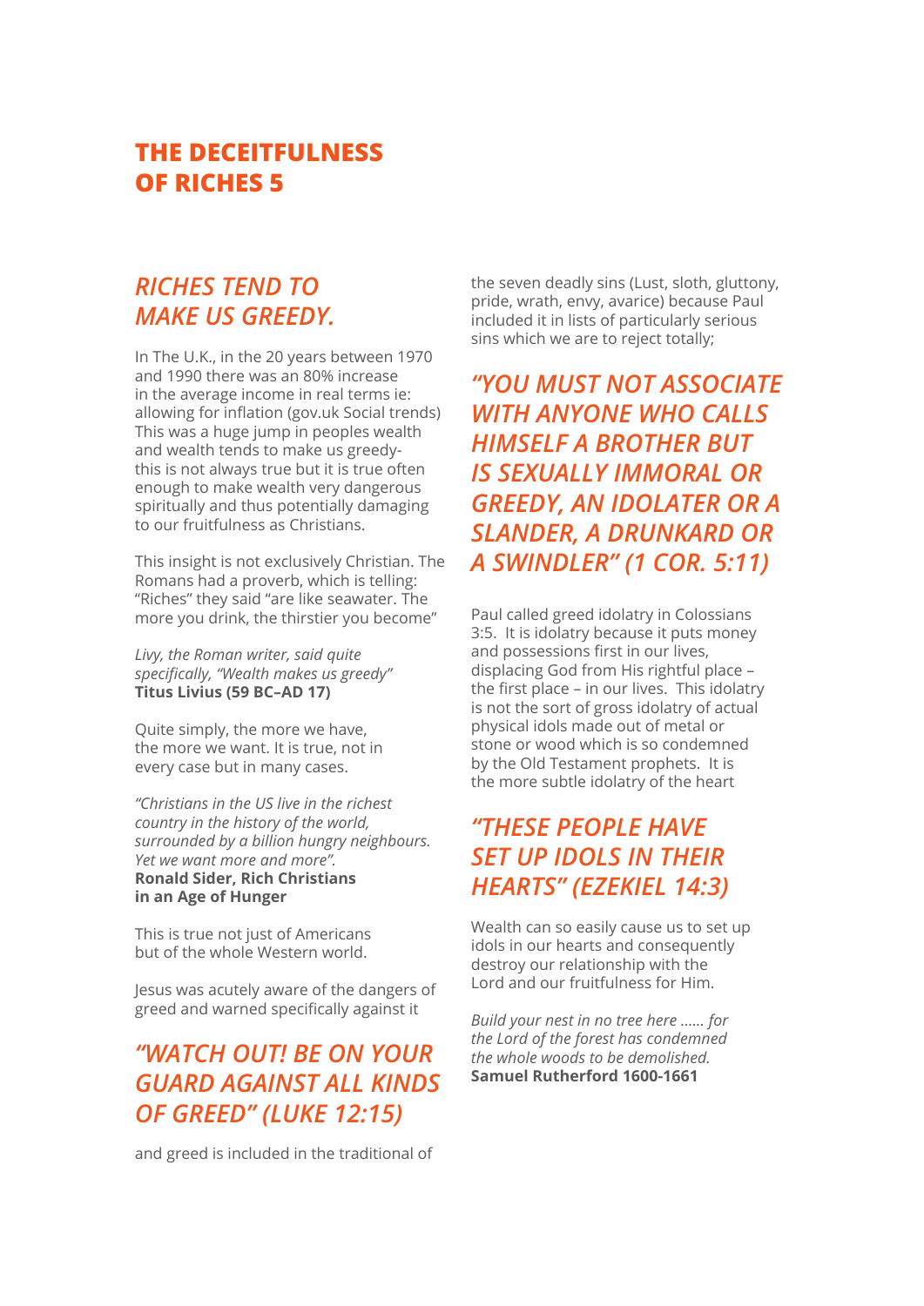# THE DECEITFULNESS OF RICHES 5

## *RICHES TEND TO MAKE US GREEDY.*

In The U.K., in the 20 years between 1970 and 1990 there was an 80% increase in the average income in real terms ie: allowing for inflation (gov.uk Social trends) This was a huge jump in peoples wealth and wealth tends to make us greedy- this is not always true but it is true often enough to make wealth very dangerous spiritually and thus potentially damaging to our fruitfulness as Christians.

This insight is not exclusively Christian. The Romans had a proverb, which is telling: "Riches" they said "are like seawater. The more you drink, the thirstier you become"

*Livy, the Roman writer, said quite specifically, "Wealth makes us greedy"*
**Titus Livius (59 BC–AD 17)**

Quite simply, the more we have, the more we want. It is true, not in every case but in many cases.

*"Christians in the US live in the richest country in the history of the world, surrounded by a billion hungry neighbours. Yet we want more and more".*
**Ronald Sider, Rich Christians in an Age of Hunger**

This is true not just of Americans but of the whole Western world.

Jesus was acutely aware of the dangers of greed and warned specifically against it

## *"WATCH OUT! BE ON YOUR GUARD AGAINST ALL KINDS OF GREED" (LUKE 12:15)*

and greed is included in the traditional of the seven deadly sins (Lust, sloth, gluttony, pride, wrath, envy, avarice) because Paul included it in lists of particularly serious sins which we are to reject totally;

## *"YOU MUST NOT ASSOCIATE WITH ANYONE WHO CALLS HIMSELF A BROTHER BUT IS SEXUALLY IMMORAL OR GREEDY, AN IDOLATER OR A SLANDER, A DRUNKARD OR A SWINDLER" (1 COR. 5:11)*

Paul called greed idolatry in Colossians 3:5. It is idolatry because it puts money and possessions first in our lives, displacing God from His rightful place – the first place – in our lives. This idolatry is not the sort of gross idolatry of actual physical idols made out of metal or stone or wood which is so condemned by the Old Testament prophets. It is the more subtle idolatry of the heart

## *"THESE PEOPLE HAVE SET UP IDOLS IN THEIR HEARTS" (EZEKIEL 14:3)*

Wealth can so easily cause us to set up idols in our hearts and consequently destroy our relationship with the Lord and our fruitfulness for Him.

*Build your nest in no tree here ...... for the Lord of the forest has condemned the whole woods to be demolished.*
**Samuel Rutherford 1600-1661**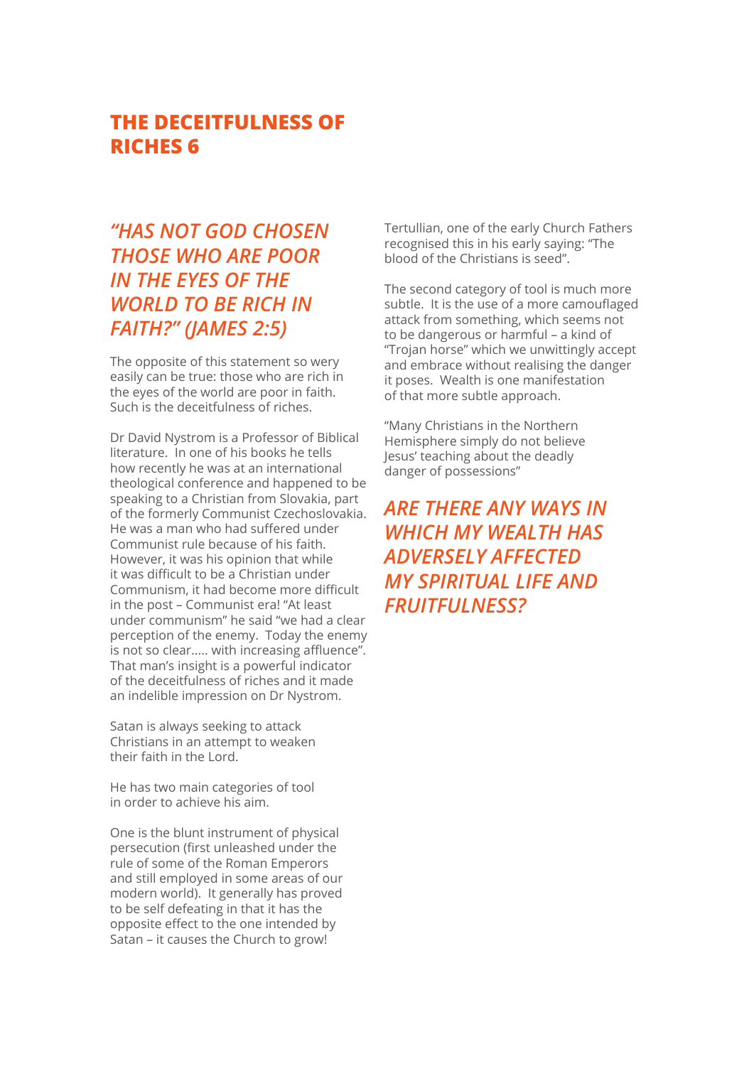# THE DECEITFULNESS OF RICHES 6

## *"HAS NOT GOD CHOSEN THOSE WHO ARE POOR IN THE EYES OF THE WORLD TO BE RICH IN FAITH?" (JAMES 2:5)*

The opposite of this statement so wery easily can be true: those who are rich in the eyes of the world are poor in faith. Such is the deceitfulness of riches.

Dr David Nystrom is a Professor of Biblical literature. In one of his books he tells how recently he was at an international theological conference and happened to be speaking to a Christian from Slovakia, part of the formerly Communist Czechoslovakia. He was a man who had suffered under Communist rule because of his faith. However, it was his opinion that while it was difficult to be a Christian under Communism, it had become more difficult in the post – Communist era! "At least under communism" he said "we had a clear perception of the enemy. Today the enemy is not so clear..... with increasing affluence". That man's insight is a powerful indicator of the deceitfulness of riches and it made an indelible impression on Dr Nystrom.

Satan is always seeking to attack Christians in an attempt to weaken their faith in the Lord.

He has two main categories of tool in order to achieve his aim.

One is the blunt instrument of physical persecution (first unleashed under the rule of some of the Roman Emperors and still employed in some areas of our modern world). It generally has proved to be self defeating in that it has the opposite effect to the one intended by Satan – it causes the Church to grow!

Tertullian, one of the early Church Fathers recognised this in his early saying: "The blood of the Christians is seed".

The second category of tool is much more subtle. It is the use of a more camouflaged attack from something, which seems not to be dangerous or harmful – a kind of "Trojan horse" which we unwittingly accept and embrace without realising the danger it poses. Wealth is one manifestation of that more subtle approach.

"Many Christians in the Northern Hemisphere simply do not believe Jesus' teaching about the deadly danger of possessions"

## *ARE THERE ANY WAYS IN WHICH MY WEALTH HAS ADVERSELY AFFECTED MY SPIRITUAL LIFE AND FRUITFULNESS?*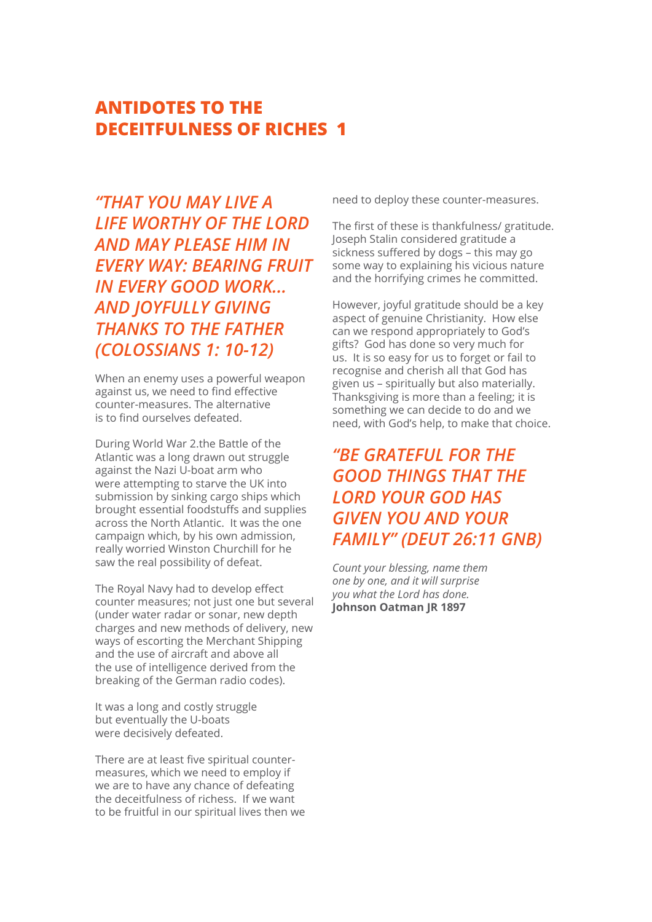## ANTIDOTES TO THE DECEITFULNESS OF RICHES 1

### *"THAT YOU MAY LIVE A LIFE WORTHY OF THE LORD AND MAY PLEASE HIM IN EVERY WAY: BEARING FRUIT IN EVERY GOOD WORK... AND JOYFULLY GIVING THANKS TO THE FATHER (COLOSSIANS 1: 10-12)*

When an enemy uses a powerful weapon against us, we need to find effective counter-measures. The alternative is to find ourselves defeated.

During World War 2.the Battle of the Atlantic was a long drawn out struggle against the Nazi U-boat arm who were attempting to starve the UK into submission by sinking cargo ships which brought essential foodstuffs and supplies across the North Atlantic. It was the one campaign which, by his own admission, really worried Winston Churchill for he saw the real possibility of defeat.

The Royal Navy had to develop effect counter measures; not just one but several (under water radar or sonar, new depth charges and new methods of delivery, new ways of escorting the Merchant Shipping and the use of aircraft and above all the use of intelligence derived from the breaking of the German radio codes).

It was a long and costly struggle but eventually the U-boats were decisively defeated.

There are at least five spiritual counter-measures, which we need to employ if we are to have any chance of defeating the deceitfulness of richess. If we want to be fruitful in our spiritual lives then we need to deploy these counter-measures.

The first of these is thankfulness/ gratitude. Joseph Stalin considered gratitude a sickness suffered by dogs – this may go some way to explaining his vicious nature and the horrifying crimes he committed.

However, joyful gratitude should be a key aspect of genuine Christianity. How else can we respond appropriately to God's gifts? God has done so very much for us. It is so easy for us to forget or fail to recognise and cherish all that God has given us – spiritually but also materially. Thanksgiving is more than a feeling; it is something we can decide to do and we need, with God's help, to make that choice.

### *"BE GRATEFUL FOR THE GOOD THINGS THAT THE LORD YOUR GOD HAS GIVEN YOU AND YOUR FAMILY" (DEUT 26:11 GNB)*

*Count your blessing, name them one by one, and it will surprise you what the Lord has done.*
**Johnson Oatman JR 1897**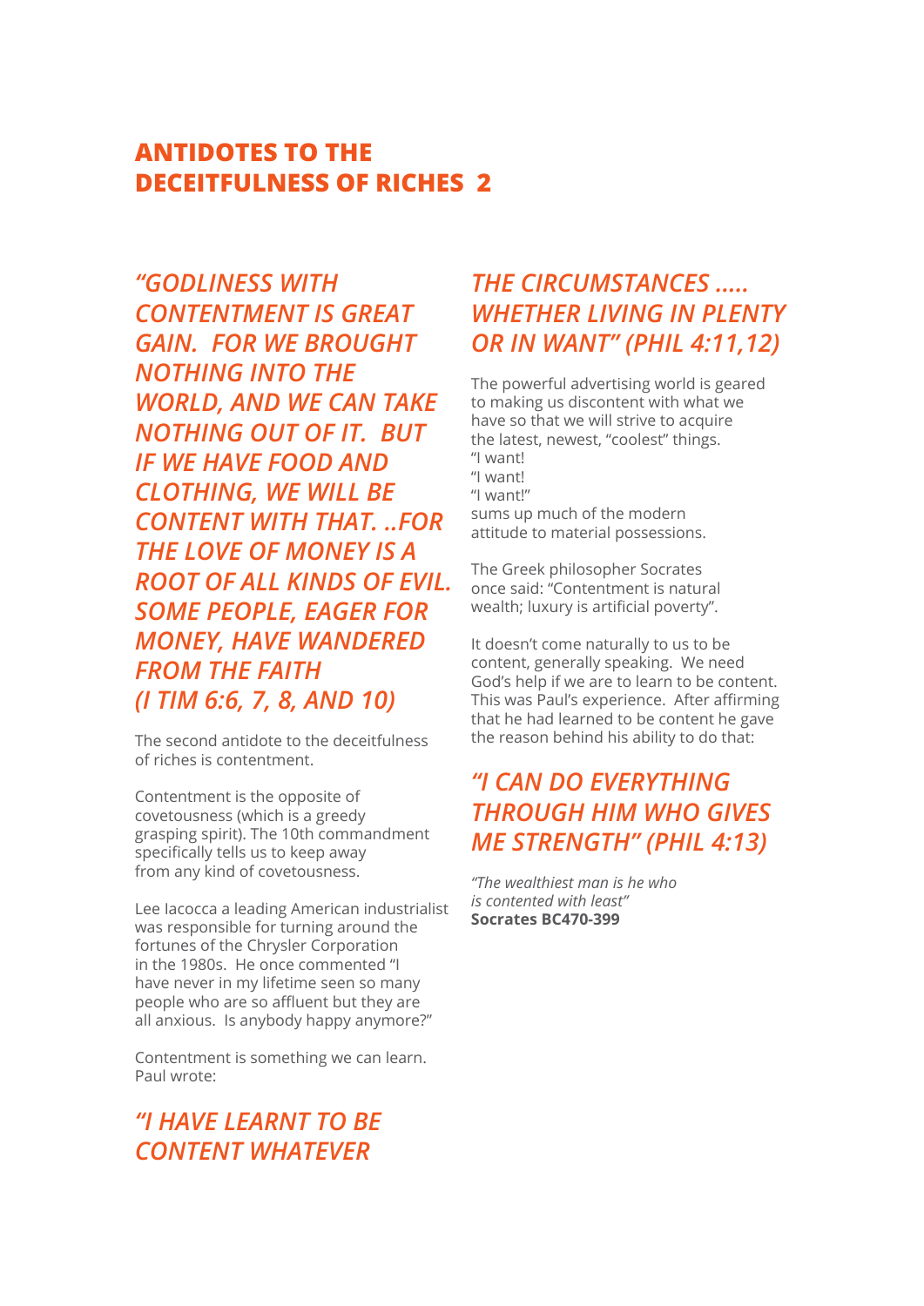## ANTIDOTES TO THE DECEITFULNESS OF RICHES 2

***"GODLINESS WITH CONTENTMENT IS GREAT GAIN. FOR WE BROUGHT NOTHING INTO THE WORLD, AND WE CAN TAKE NOTHING OUT OF IT. BUT IF WE HAVE FOOD AND CLOTHING, WE WILL BE CONTENT WITH THAT. ..FOR THE LOVE OF MONEY IS A ROOT OF ALL KINDS OF EVIL. SOME PEOPLE, EAGER FOR MONEY, HAVE WANDERED FROM THE FAITH (I TIM 6:6, 7, 8, AND 10)***

The second antidote to the deceitfulness of riches is contentment.

Contentment is the opposite of covetousness (which is a greedy grasping spirit). The 10th commandment specifically tells us to keep away from any kind of covetousness.

Lee Iacocca a leading American industrialist was responsible for turning around the fortunes of the Chrysler Corporation in the 1980s. He once commented "I have never in my lifetime seen so many people who are so affluent but they are all anxious. Is anybody happy anymore?"

Contentment is something we can learn. Paul wrote:

***"I HAVE LEARNT TO BE CONTENT WHATEVER THE CIRCUMSTANCES ..... WHETHER LIVING IN PLENTY OR IN WANT" (PHIL 4:11,12)***

The powerful advertising world is geared to making us discontent with what we have so that we will strive to acquire the latest, newest, "coolest" things.
"I want!
"I want!
"I want!"
sums up much of the modern attitude to material possessions.

The Greek philosopher Socrates once said: "Contentment is natural wealth; luxury is artificial poverty".

It doesn't come naturally to us to be content, generally speaking. We need God's help if we are to learn to be content. This was Paul's experience. After affirming that he had learned to be content he gave the reason behind his ability to do that:

***"I CAN DO EVERYTHING THROUGH HIM WHO GIVES ME STRENGTH" (PHIL 4:13)***

*"The wealthiest man is he who is contented with least"*
**Socrates BC470-399**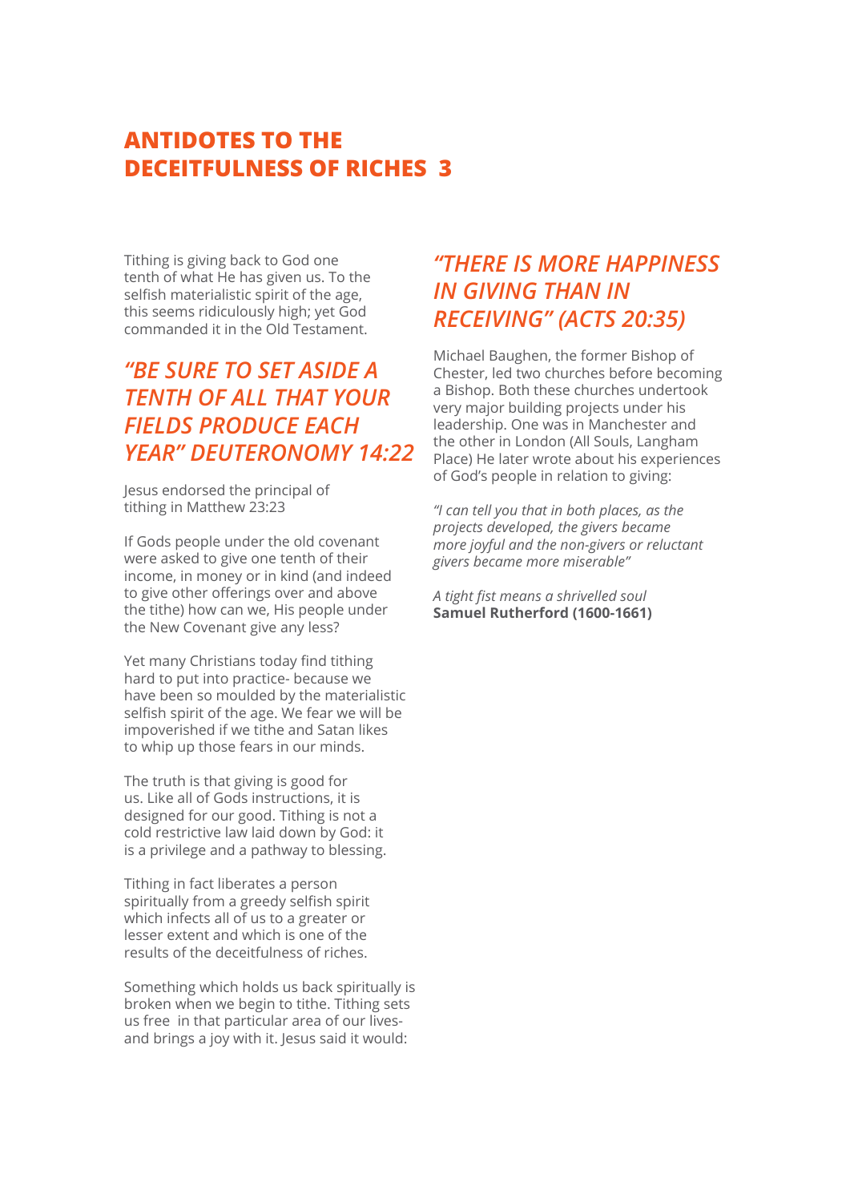# ANTIDOTES TO THE DECEITFULNESS OF RICHES 3

Tithing is giving back to God one tenth of what He has given us. To the selfish materialistic spirit of the age, this seems ridiculously high; yet God commanded it in the Old Testament.

## *"BE SURE TO SET ASIDE A TENTH OF ALL THAT YOUR FIELDS PRODUCE EACH YEAR" DEUTERONOMY 14:22*

Jesus endorsed the principal of tithing in Matthew 23:23

If Gods people under the old covenant were asked to give one tenth of their income, in money or in kind (and indeed to give other offerings over and above the tithe) how can we, His people under the New Covenant give any less?

Yet many Christians today find tithing hard to put into practice- because we have been so moulded by the materialistic selfish spirit of the age. We fear we will be impoverished if we tithe and Satan likes to whip up those fears in our minds.

The truth is that giving is good for us. Like all of Gods instructions, it is designed for our good. Tithing is not a cold restrictive law laid down by God: it is a privilege and a pathway to blessing.

Tithing in fact liberates a person spiritually from a greedy selfish spirit which infects all of us to a greater or lesser extent and which is one of the results of the deceitfulness of riches.

Something which holds us back spiritually is broken when we begin to tithe. Tithing sets us free in that particular area of our lives- and brings a joy with it. Jesus said it would:

## *"THERE IS MORE HAPPINESS IN GIVING THAN IN RECEIVING" (ACTS 20:35)*

Michael Baughen, the former Bishop of Chester, led two churches before becoming a Bishop. Both these churches undertook very major building projects under his leadership. One was in Manchester and the other in London (All Souls, Langham Place) He later wrote about his experiences of God's people in relation to giving:

*"I can tell you that in both places, as the projects developed, the givers became more joyful and the non-givers or reluctant givers became more miserable"*

*A tight fist means a shrivelled soul*
**Samuel Rutherford (1600-1661)**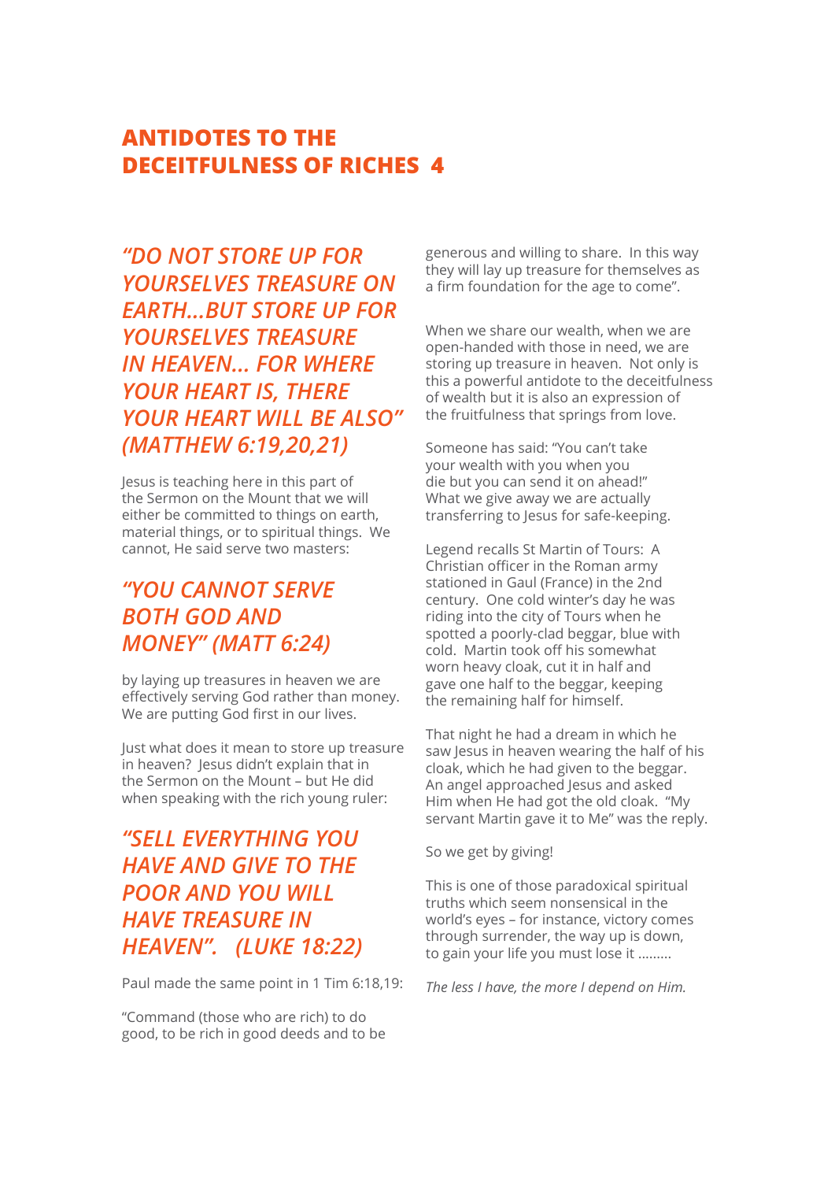## ANTIDOTES TO THE DECEITFULNESS OF RICHES 4

### *"DO NOT STORE UP FOR YOURSELVES TREASURE ON EARTH...BUT STORE UP FOR YOURSELVES TREASURE IN HEAVEN... FOR WHERE YOUR HEART IS, THERE YOUR HEART WILL BE ALSO" (MATTHEW 6:19,20,21)*

Jesus is teaching here in this part of the Sermon on the Mount that we will either be committed to things on earth, material things, or to spiritual things. We cannot, He said serve two masters:

### *"YOU CANNOT SERVE BOTH GOD AND MONEY" (MATT 6:24)*

by laying up treasures in heaven we are effectively serving God rather than money. We are putting God first in our lives.

Just what does it mean to store up treasure in heaven? Jesus didn't explain that in the Sermon on the Mount – but He did when speaking with the rich young ruler:

### *"SELL EVERYTHING YOU HAVE AND GIVE TO THE POOR AND YOU WILL HAVE TREASURE IN HEAVEN". (LUKE 18:22)*

Paul made the same point in 1 Tim 6:18,19:

"Command (those who are rich) to do good, to be rich in good deeds and to be generous and willing to share. In this way they will lay up treasure for themselves as a firm foundation for the age to come".

When we share our wealth, when we are open-handed with those in need, we are storing up treasure in heaven. Not only is this a powerful antidote to the deceitfulness of wealth but it is also an expression of the fruitfulness that springs from love.

Someone has said: "You can't take your wealth with you when you die but you can send it on ahead!" What we give away we are actually transferring to Jesus for safe-keeping.

Legend recalls St Martin of Tours: A Christian officer in the Roman army stationed in Gaul (France) in the 2nd century. One cold winter's day he was riding into the city of Tours when he spotted a poorly-clad beggar, blue with cold. Martin took off his somewhat worn heavy cloak, cut it in half and gave one half to the beggar, keeping the remaining half for himself.

That night he had a dream in which he saw Jesus in heaven wearing the half of his cloak, which he had given to the beggar. An angel approached Jesus and asked Him when He had got the old cloak. "My servant Martin gave it to Me" was the reply.

So we get by giving!

This is one of those paradoxical spiritual truths which seem nonsensical in the world's eyes – for instance, victory comes through surrender, the way up is down, to gain your life you must lose it .........

*The less I have, the more I depend on Him.*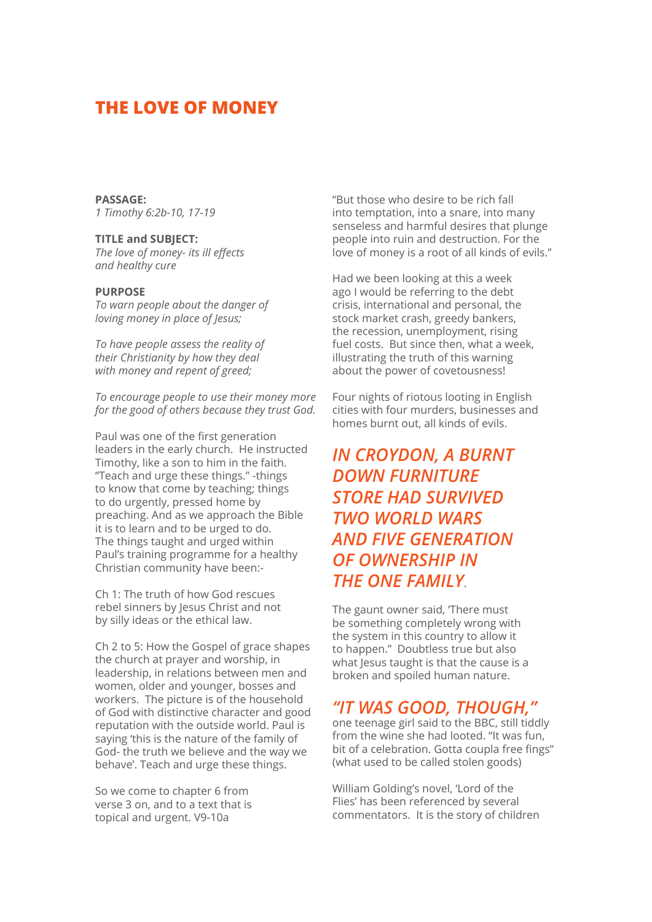# THE LOVE OF MONEY

**PASSAGE:**
*1 Timothy 6:2b-10, 17-19*

**TITLE and SUBJECT:**
*The love of money- its ill effects and healthy cure*

**PURPOSE**
*To warn people about the danger of loving money in place of Jesus;*

*To have people assess the reality of their Christianity by how they deal with money and repent of greed;*

*To encourage people to use their money more for the good of others because they trust God.*

Paul was one of the first generation leaders in the early church. He instructed Timothy, like a son to him in the faith. "Teach and urge these things." -things to know that come by teaching; things to do urgently, pressed home by preaching. And as we approach the Bible it is to learn and to be urged to do. The things taught and urged within Paul's training programme for a healthy Christian community have been:-

Ch 1: The truth of how God rescues rebel sinners by Jesus Christ and not by silly ideas or the ethical law.

Ch 2 to 5: How the Gospel of grace shapes the church at prayer and worship, in leadership, in relations between men and women, older and younger, bosses and workers. The picture is of the household of God with distinctive character and good reputation with the outside world. Paul is saying 'this is the nature of the family of God- the truth we believe and the way we behave'. Teach and urge these things.

So we come to chapter 6 from verse 3 on, and to a text that is topical and urgent. V9-10a

"But those who desire to be rich fall into temptation, into a snare, into many senseless and harmful desires that plunge people into ruin and destruction. For the love of money is a root of all kinds of evils."

Had we been looking at this a week ago I would be referring to the debt crisis, international and personal, the stock market crash, greedy bankers, the recession, unemployment, rising fuel costs. But since then, what a week, illustrating the truth of this warning about the power of covetousness!

Four nights of riotous looting in English cities with four murders, businesses and homes burnt out, all kinds of evils.

## *IN CROYDON, A BURNT DOWN FURNITURE STORE HAD SURVIVED TWO WORLD WARS AND FIVE GENERATION OF OWNERSHIP IN THE ONE FAMILY*.

The gaunt owner said, 'There must be something completely wrong with the system in this country to allow it to happen." Doubtless true but also what Jesus taught is that the cause is a broken and spoiled human nature.

## *"IT WAS GOOD, THOUGH,"*

one teenage girl said to the BBC, still tiddly from the wine she had looted. "It was fun, bit of a celebration. Gotta coupla free fings" (what used to be called stolen goods)

William Golding's novel, 'Lord of the Flies' has been referenced by several commentators. It is the story of children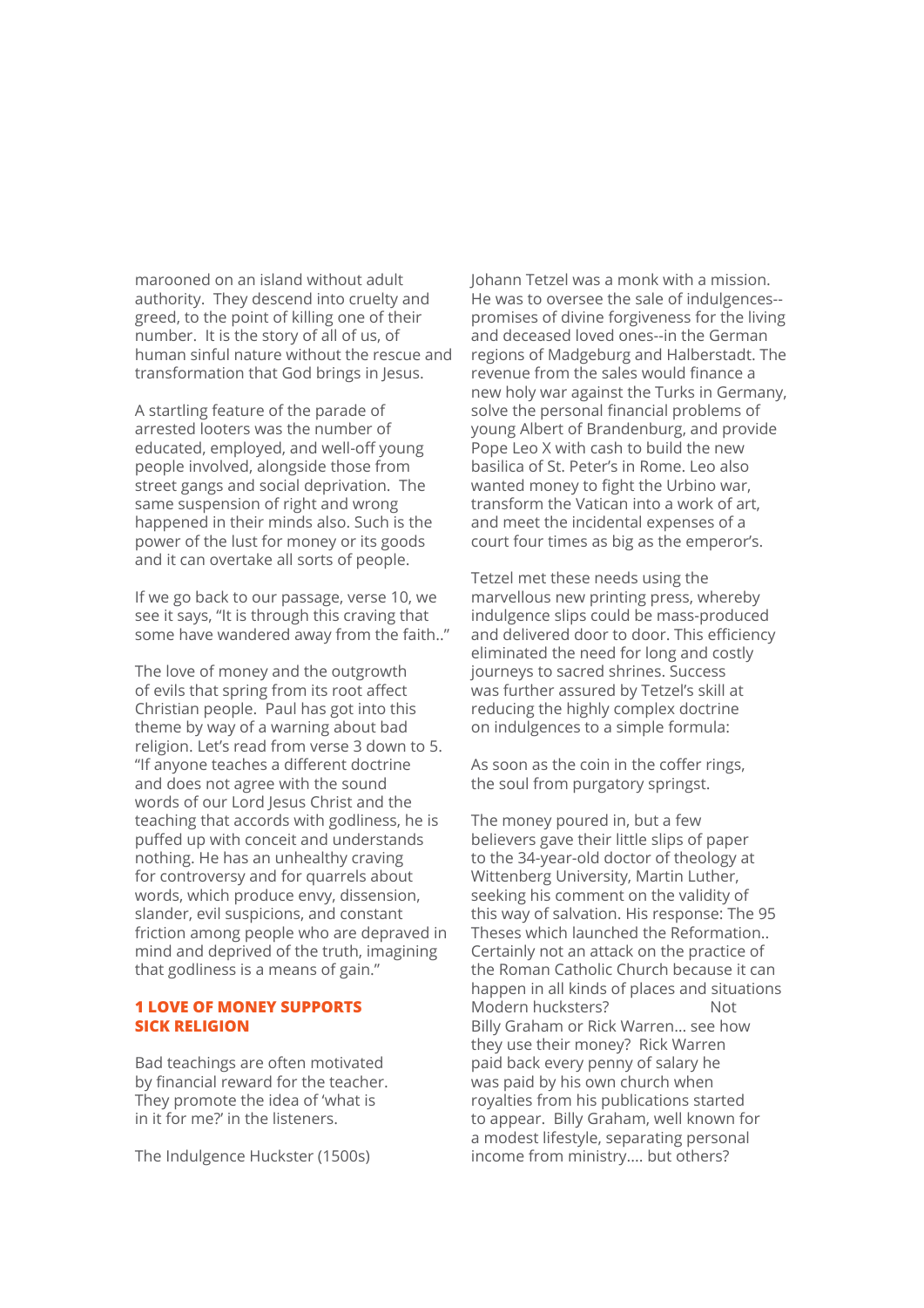marooned on an island without adult authority. They descend into cruelty and greed, to the point of killing one of their number. It is the story of all of us, of human sinful nature without the rescue and transformation that God brings in Jesus.

A startling feature of the parade of arrested looters was the number of educated, employed, and well-off young people involved, alongside those from street gangs and social deprivation. The same suspension of right and wrong happened in their minds also. Such is the power of the lust for money or its goods and it can overtake all sorts of people.

If we go back to our passage, verse 10, we see it says, "It is through this craving that some have wandered away from the faith.."

The love of money and the outgrowth of evils that spring from its root affect Christian people. Paul has got into this theme by way of a warning about bad religion. Let's read from verse 3 down to 5. "If anyone teaches a different doctrine and does not agree with the sound words of our Lord Jesus Christ and the teaching that accords with godliness, he is puffed up with conceit and understands nothing. He has an unhealthy craving for controversy and for quarrels about words, which produce envy, dissension, slander, evil suspicions, and constant friction among people who are depraved in mind and deprived of the truth, imagining that godliness is a means of gain."

## 1 LOVE OF MONEY SUPPORTS SICK RELIGION

Bad teachings are often motivated by financial reward for the teacher. They promote the idea of 'what is in it for me?' in the listeners.

The Indulgence Huckster (1500s)

Johann Tetzel was a monk with a mission. He was to oversee the sale of indulgences--promises of divine forgiveness for the living and deceased loved ones--in the German regions of Madgeburg and Halberstadt. The revenue from the sales would finance a new holy war against the Turks in Germany, solve the personal financial problems of young Albert of Brandenburg, and provide Pope Leo X with cash to build the new basilica of St. Peter's in Rome. Leo also wanted money to fight the Urbino war, transform the Vatican into a work of art, and meet the incidental expenses of a court four times as big as the emperor's.

Tetzel met these needs using the marvellous new printing press, whereby indulgence slips could be mass-produced and delivered door to door. This efficiency eliminated the need for long and costly journeys to sacred shrines. Success was further assured by Tetzel's skill at reducing the highly complex doctrine on indulgences to a simple formula:

As soon as the coin in the coffer rings,  
the soul from purgatory springst.

The money poured in, but a few believers gave their little slips of paper to the 34-year-old doctor of theology at Wittenberg University, Martin Luther, seeking his comment on the validity of this way of salvation. His response: The 95 Theses which launched the Reformation.. Certainly not an attack on the practice of the Roman Catholic Church because it can happen in all kinds of places and situations Modern hucksters? Not Billy Graham or Rick Warren... see how they use their money? Rick Warren paid back every penny of salary he was paid by his own church when royalties from his publications started to appear. Billy Graham, well known for a modest lifestyle, separating personal income from ministry.... but others?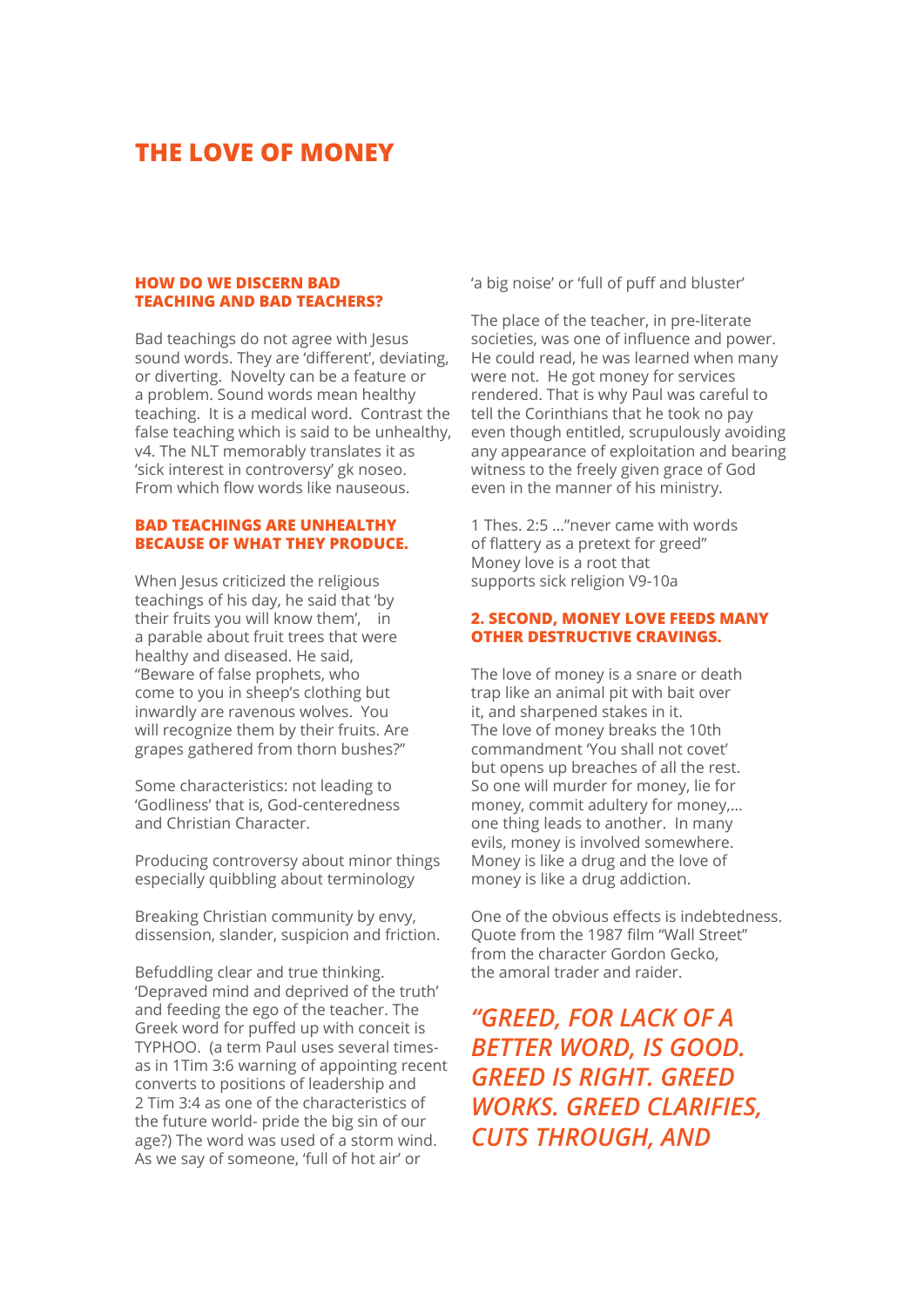# THE LOVE OF MONEY

### HOW DO WE DISCERN BAD TEACHING AND BAD TEACHERS?

Bad teachings do not agree with Jesus sound words. They are 'different', deviating, or diverting. Novelty can be a feature or a problem. Sound words mean healthy teaching. It is a medical word. Contrast the false teaching which is said to be unhealthy, v4. The NLT memorably translates it as 'sick interest in controversy' gk noseo. From which flow words like nauseous.

### BAD TEACHINGS ARE UNHEALTHY BECAUSE OF WHAT THEY PRODUCE.

When Jesus criticized the religious teachings of his day, he said that 'by their fruits you will know them', in a parable about fruit trees that were healthy and diseased. He said, "Beware of false prophets, who come to you in sheep's clothing but inwardly are ravenous wolves. You will recognize them by their fruits. Are grapes gathered from thorn bushes?"

Some characteristics: not leading to 'Godliness' that is, God-centeredness and Christian Character.

Producing controversy about minor things especially quibbling about terminology

Breaking Christian community by envy, dissension, slander, suspicion and friction.

Befuddling clear and true thinking. 'Depraved mind and deprived of the truth' and feeding the ego of the teacher. The Greek word for puffed up with conceit is TYPHOO. (a term Paul uses several times- as in 1Tim 3:6 warning of appointing recent converts to positions of leadership and 2 Tim 3:4 as one of the characteristics of the future world- pride the big sin of our age?) The word was used of a storm wind. As we say of someone, 'full of hot air' or 'a big noise' or 'full of puff and bluster'

The place of the teacher, in pre-literate societies, was one of influence and power. He could read, he was learned when many were not. He got money for services rendered. That is why Paul was careful to tell the Corinthians that he took no pay even though entitled, scrupulously avoiding any appearance of exploitation and bearing witness to the freely given grace of God even in the manner of his ministry.

1 Thes. 2:5 ..."never came with words of flattery as a pretext for greed"
Money love is a root that supports sick religion V9-10a

### 2. SECOND, MONEY LOVE FEEDS MANY OTHER DESTRUCTIVE CRAVINGS.

The love of money is a snare or death trap like an animal pit with bait over it, and sharpened stakes in it.
The love of money breaks the 10th commandment 'You shall not covet' but opens up breaches of all the rest. So one will murder for money, lie for money, commit adultery for money,... one thing leads to another. In many evils, money is involved somewhere. Money is like a drug and the love of money is like a drug addiction.

One of the obvious effects is indebtedness. Quote from the 1987 film "Wall Street" from the character Gordon Gecko, the amoral trader and raider.

***"GREED, FOR LACK OF A BETTER WORD, IS GOOD. GREED IS RIGHT. GREED WORKS. GREED CLARIFIES, CUTS THROUGH, AND***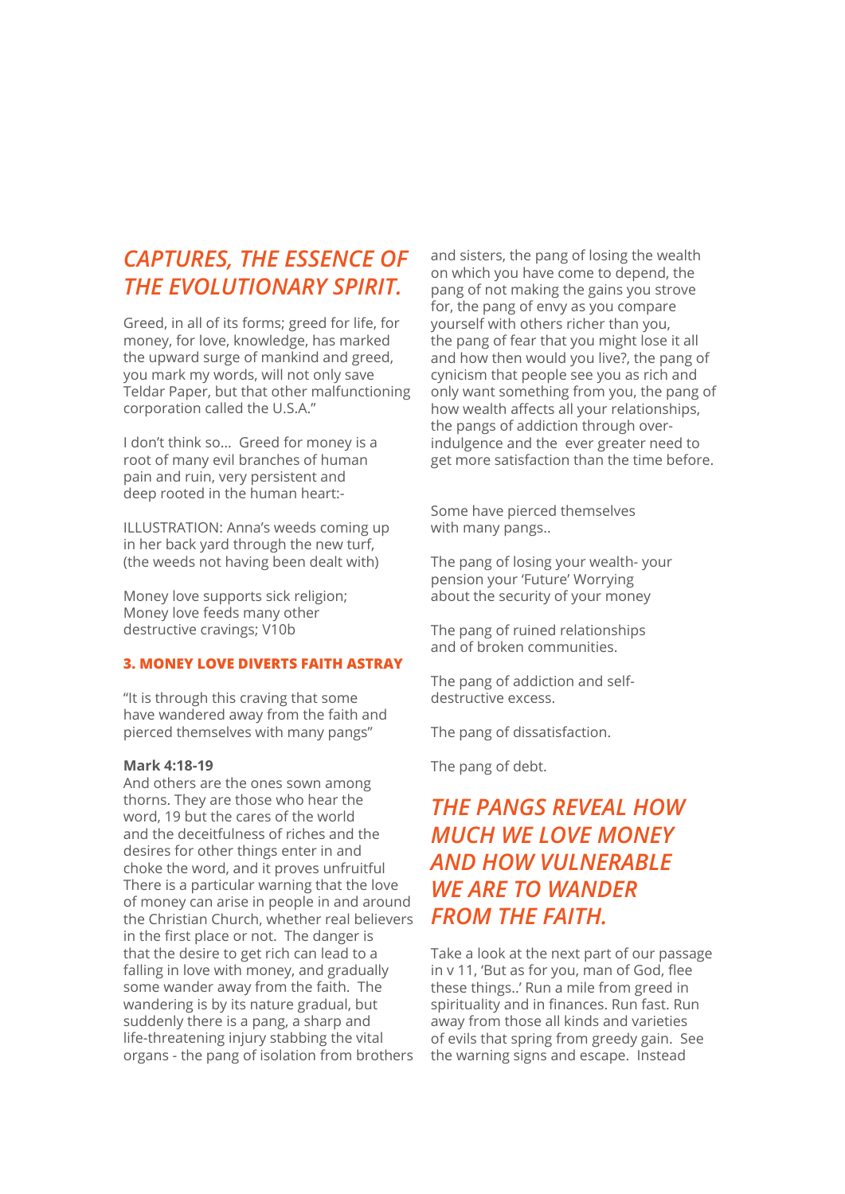## *CAPTURES, THE ESSENCE OF THE EVOLUTIONARY SPIRIT.*

Greed, in all of its forms; greed for life, for money, for love, knowledge, has marked the upward surge of mankind and greed, you mark my words, will not only save Teldar Paper, but that other malfunctioning corporation called the U.S.A."

I don't think so... Greed for money is a root of many evil branches of human pain and ruin, very persistent and deep rooted in the human heart:-

ILLUSTRATION: Anna's weeds coming up in her back yard through the new turf, (the weeds not having been dealt with)

Money love supports sick religion;
Money love feeds many other destructive cravings; V10b

### 3. MONEY LOVE DIVERTS FAITH ASTRAY

"It is through this craving that some have wandered away from the faith and pierced themselves with many pangs"

**Mark 4:18-19**
And others are the ones sown among thorns. They are those who hear the word, 19 but the cares of the world and the deceitfulness of riches and the desires for other things enter in and choke the word, and it proves unfruitful
There is a particular warning that the love of money can arise in people in and around the Christian Church, whether real believers in the first place or not. The danger is that the desire to get rich can lead to a falling in love with money, and gradually some wander away from the faith. The wandering is by its nature gradual, but suddenly there is a pang, a sharp and life-threatening injury stabbing the vital organs - the pang of isolation from brothers and sisters, the pang of losing the wealth on which you have come to depend, the pang of not making the gains you strove for, the pang of envy as you compare yourself with others richer than you, the pang of fear that you might lose it all and how then would you live?, the pang of cynicism that people see you as rich and only want something from you, the pang of how wealth affects all your relationships, the pangs of addiction through over-indulgence and the ever greater need to get more satisfaction than the time before.

Some have pierced themselves with many pangs..

The pang of losing your wealth- your pension your 'Future' Worrying about the security of your money

The pang of ruined relationships and of broken communities.

The pang of addiction and self-destructive excess.

The pang of dissatisfaction.

The pang of debt.

## *THE PANGS REVEAL HOW MUCH WE LOVE MONEY AND HOW VULNERABLE WE ARE TO WANDER FROM THE FAITH.*

Take a look at the next part of our passage in v 11, 'But as for you, man of God, flee these things..' Run a mile from greed in spirituality and in finances. Run fast. Run away from those all kinds and varieties of evils that spring from greedy gain. See the warning signs and escape. Instead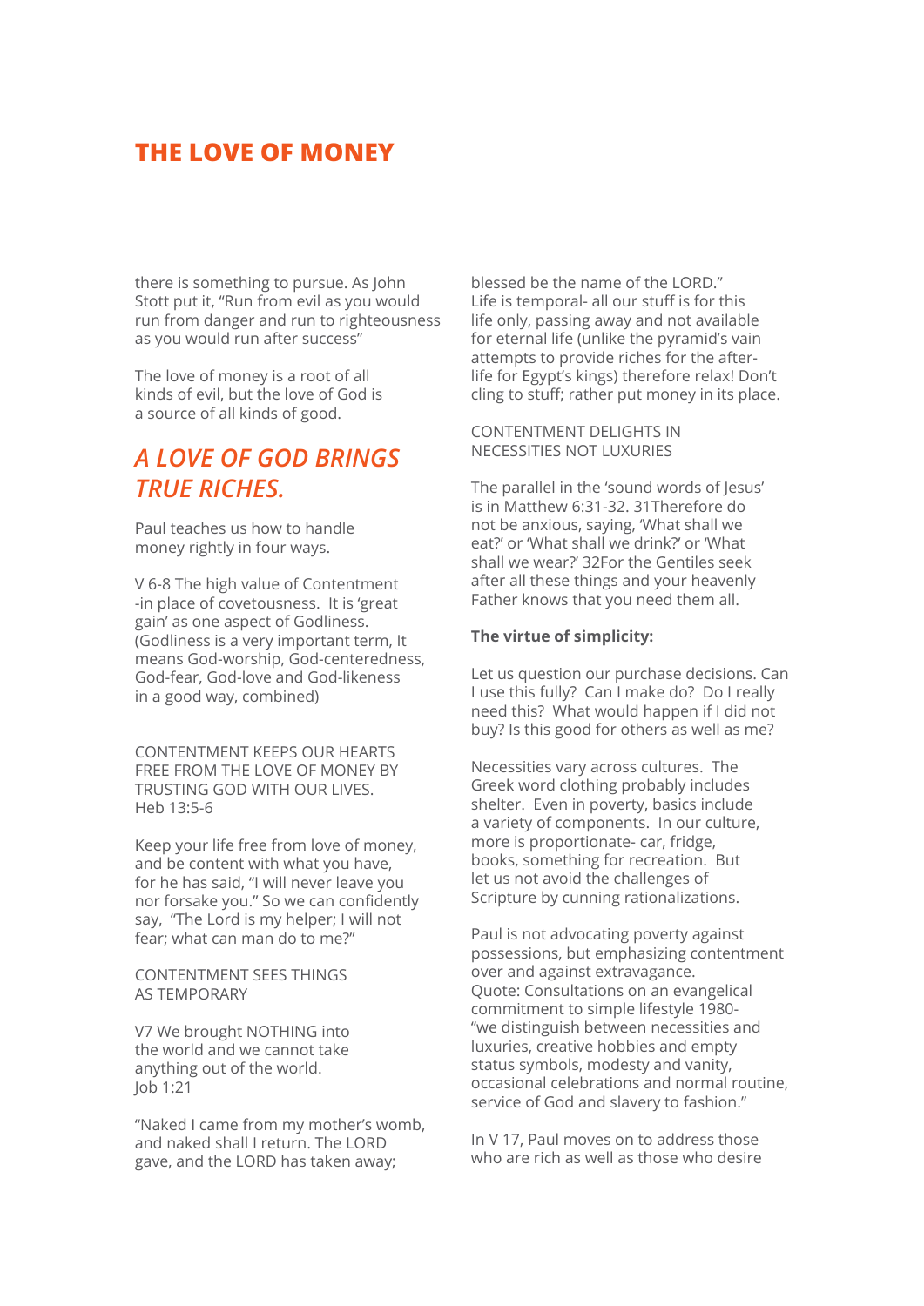# THE LOVE OF MONEY

there is something to pursue. As John Stott put it, "Run from evil as you would run from danger and run to righteousness as you would run after success"

The love of money is a root of all kinds of evil, but the love of God is a source of all kinds of good.

## *A LOVE OF GOD BRINGS TRUE RICHES.*

Paul teaches us how to handle money rightly in four ways.

V 6-8 The high value of Contentment -in place of covetousness. It is 'great gain' as one aspect of Godliness. (Godliness is a very important term, It means God-worship, God-centeredness, God-fear, God-love and God-likeness in a good way, combined)

CONTENTMENT KEEPS OUR HEARTS FREE FROM THE LOVE OF MONEY BY TRUSTING GOD WITH OUR LIVES. Heb 13:5-6

Keep your life free from love of money, and be content with what you have, for he has said, "I will never leave you nor forsake you." So we can confidently say, "The Lord is my helper; I will not fear; what can man do to me?"

CONTENTMENT SEES THINGS AS TEMPORARY

V7 We brought NOTHING into the world and we cannot take anything out of the world. Job 1:21

"Naked I came from my mother's womb, and naked shall I return. The LORD gave, and the LORD has taken away; blessed be the name of the LORD."
Life is temporal- all our stuff is for this life only, passing away and not available for eternal life (unlike the pyramid's vain attempts to provide riches for the after-life for Egypt's kings) therefore relax! Don't cling to stuff; rather put money in its place.

CONTENTMENT DELIGHTS IN NECESSITIES NOT LUXURIES

The parallel in the 'sound words of Jesus' is in Matthew 6:31-32. 31Therefore do not be anxious, saying, 'What shall we eat?' or 'What shall we drink?' or 'What shall we wear?' 32For the Gentiles seek after all these things and your heavenly Father knows that you need them all.

**The virtue of simplicity:**

Let us question our purchase decisions. Can I use this fully? Can I make do? Do I really need this? What would happen if I did not buy? Is this good for others as well as me?

Necessities vary across cultures. The Greek word clothing probably includes shelter. Even in poverty, basics include a variety of components. In our culture, more is proportionate- car, fridge, books, something for recreation. But let us not avoid the challenges of Scripture by cunning rationalizations.

Paul is not advocating poverty against possessions, but emphasizing contentment over and against extravagance.
Quote: Consultations on an evangelical commitment to simple lifestyle 1980- "we distinguish between necessities and luxuries, creative hobbies and empty status symbols, modesty and vanity, occasional celebrations and normal routine, service of God and slavery to fashion."

In V 17, Paul moves on to address those who are rich as well as those who desire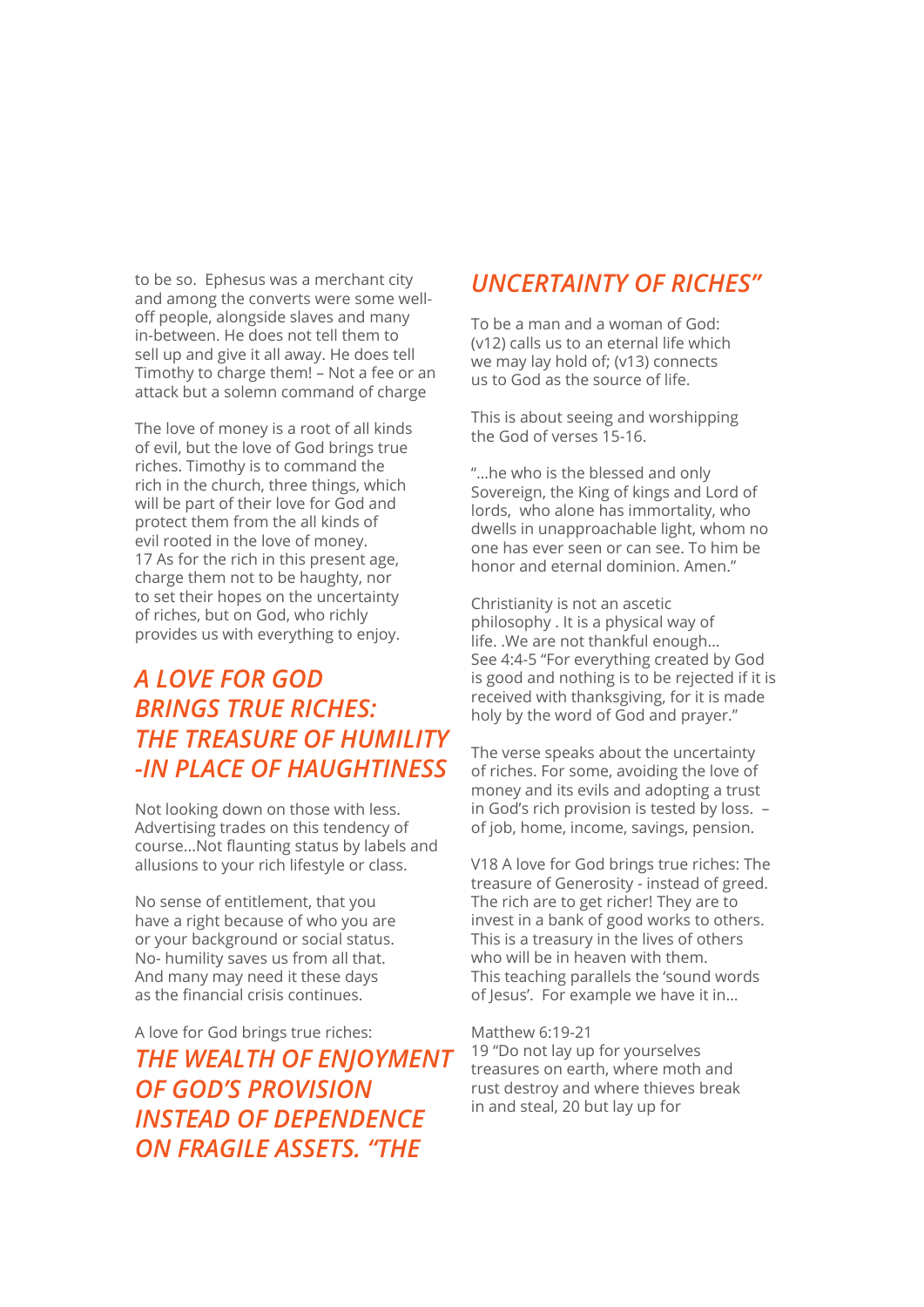to be so. Ephesus was a merchant city and among the converts were some well-off people, alongside slaves and many in-between. He does not tell them to sell up and give it all away. He does tell Timothy to charge them! – Not a fee or an attack but a solemn command of charge

The love of money is a root of all kinds of evil, but the love of God brings true riches. Timothy is to command the rich in the church, three things, which will be part of their love for God and protect them from the all kinds of evil rooted in the love of money.
17 As for the rich in this present age, charge them not to be haughty, nor to set their hopes on the uncertainty of riches, but on God, who richly provides us with everything to enjoy.

## *A LOVE FOR GOD BRINGS TRUE RICHES: THE TREASURE OF HUMILITY -IN PLACE OF HAUGHTINESS*

Not looking down on those with less. Advertising trades on this tendency of course...Not flaunting status by labels and allusions to your rich lifestyle or class.

No sense of entitlement, that you have a right because of who you are or your background or social status. No- humility saves us from all that. And many may need it these days as the financial crisis continues.

A love for God brings true riches:

## *THE WEALTH OF ENJOYMENT OF GOD'S PROVISION INSTEAD OF DEPENDENCE ON FRAGILE ASSETS. "THE UNCERTAINTY OF RICHES"*

To be a man and a woman of God: (v12) calls us to an eternal life which we may lay hold of; (v13) connects us to God as the source of life.

This is about seeing and worshipping the God of verses 15-16.

"...he who is the blessed and only Sovereign, the King of kings and Lord of lords, who alone has immortality, who dwells in unapproachable light, whom no one has ever seen or can see. To him be honor and eternal dominion. Amen."

Christianity is not an ascetic philosophy . It is a physical way of life. .We are not thankful enough...
See 4:4-5 "For everything created by God is good and nothing is to be rejected if it is received with thanksgiving, for it is made holy by the word of God and prayer."

The verse speaks about the uncertainty of riches. For some, avoiding the love of money and its evils and adopting a trust in God's rich provision is tested by loss. – of job, home, income, savings, pension.

V18 A love for God brings true riches: The treasure of Generosity - instead of greed. The rich are to get richer! They are to invest in a bank of good works to others. This is a treasury in the lives of others who will be in heaven with them.
This teaching parallels the 'sound words of Jesus'. For example we have it in...

Matthew 6:19-21
19 "Do not lay up for yourselves treasures on earth, where moth and rust destroy and where thieves break in and steal, 20 but lay up for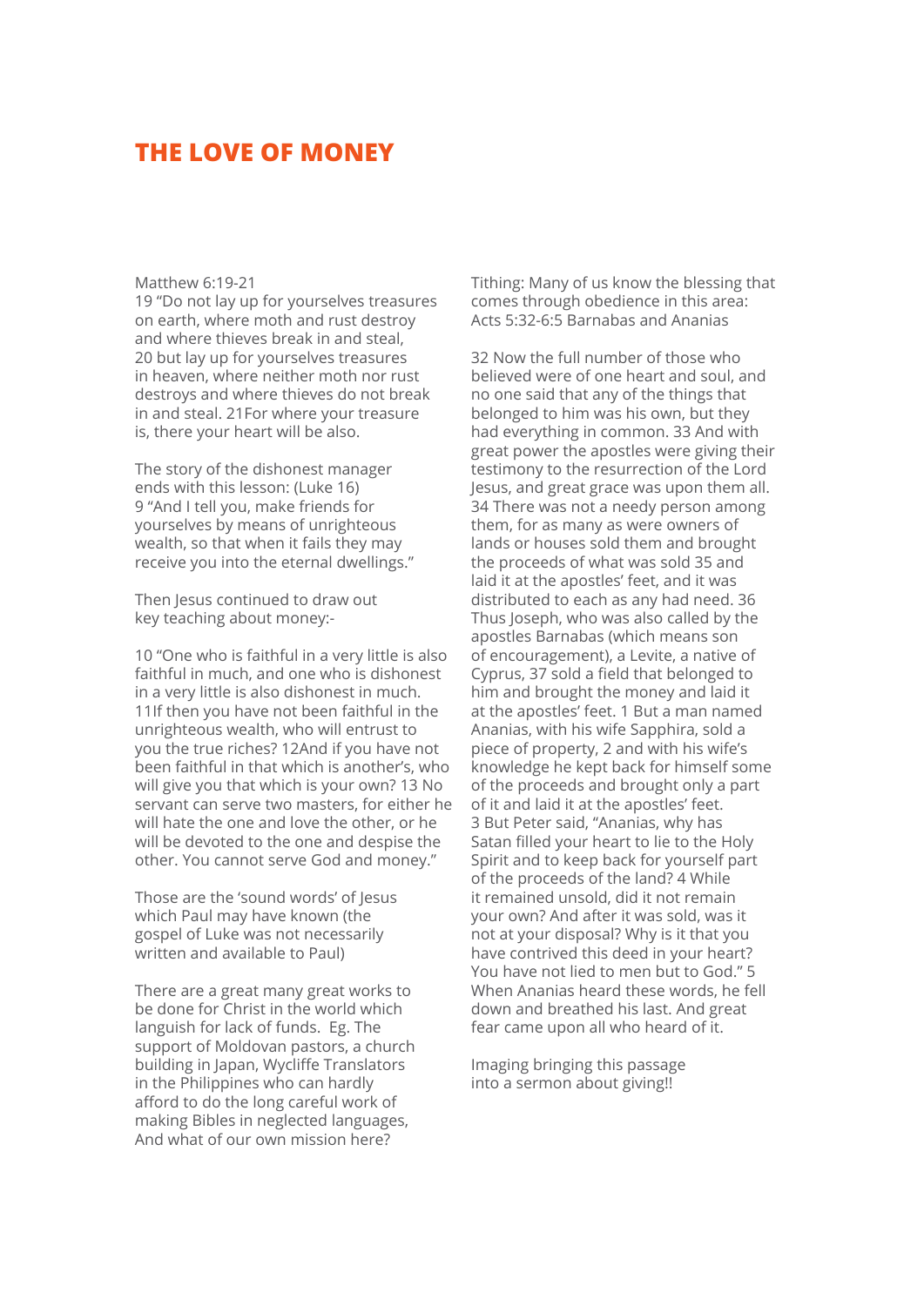# THE LOVE OF MONEY

Matthew 6:19-21
19 "Do not lay up for yourselves treasures on earth, where moth and rust destroy and where thieves break in and steal, 20 but lay up for yourselves treasures in heaven, where neither moth nor rust destroys and where thieves do not break in and steal. 21For where your treasure is, there your heart will be also.

The story of the dishonest manager ends with this lesson: (Luke 16) 9 "And I tell you, make friends for yourselves by means of unrighteous wealth, so that when it fails they may receive you into the eternal dwellings."

Then Jesus continued to draw out key teaching about money:-

10 "One who is faithful in a very little is also faithful in much, and one who is dishonest in a very little is also dishonest in much. 11If then you have not been faithful in the unrighteous wealth, who will entrust to you the true riches? 12And if you have not been faithful in that which is another's, who will give you that which is your own? 13 No servant can serve two masters, for either he will hate the one and love the other, or he will be devoted to the one and despise the other. You cannot serve God and money."

Those are the 'sound words' of Jesus which Paul may have known (the gospel of Luke was not necessarily written and available to Paul)

There are a great many great works to be done for Christ in the world which languish for lack of funds. Eg. The support of Moldovan pastors, a church building in Japan, Wycliffe Translators in the Philippines who can hardly afford to do the long careful work of making Bibles in neglected languages, And what of our own mission here?

Tithing: Many of us know the blessing that comes through obedience in this area: Acts 5:32-6:5 Barnabas and Ananias

32 Now the full number of those who believed were of one heart and soul, and no one said that any of the things that belonged to him was his own, but they had everything in common. 33 And with great power the apostles were giving their testimony to the resurrection of the Lord Jesus, and great grace was upon them all. 34 There was not a needy person among them, for as many as were owners of lands or houses sold them and brought the proceeds of what was sold 35 and laid it at the apostles' feet, and it was distributed to each as any had need. 36 Thus Joseph, who was also called by the apostles Barnabas (which means son of encouragement), a Levite, a native of Cyprus, 37 sold a field that belonged to him and brought the money and laid it at the apostles' feet. 1 But a man named Ananias, with his wife Sapphira, sold a piece of property, 2 and with his wife's knowledge he kept back for himself some of the proceeds and brought only a part of it and laid it at the apostles' feet. 3 But Peter said, "Ananias, why has Satan filled your heart to lie to the Holy Spirit and to keep back for yourself part of the proceeds of the land? 4 While it remained unsold, did it not remain your own? And after it was sold, was it not at your disposal? Why is it that you have contrived this deed in your heart? You have not lied to men but to God." 5 When Ananias heard these words, he fell down and breathed his last. And great fear came upon all who heard of it.

Imaging bringing this passage into a sermon about giving!!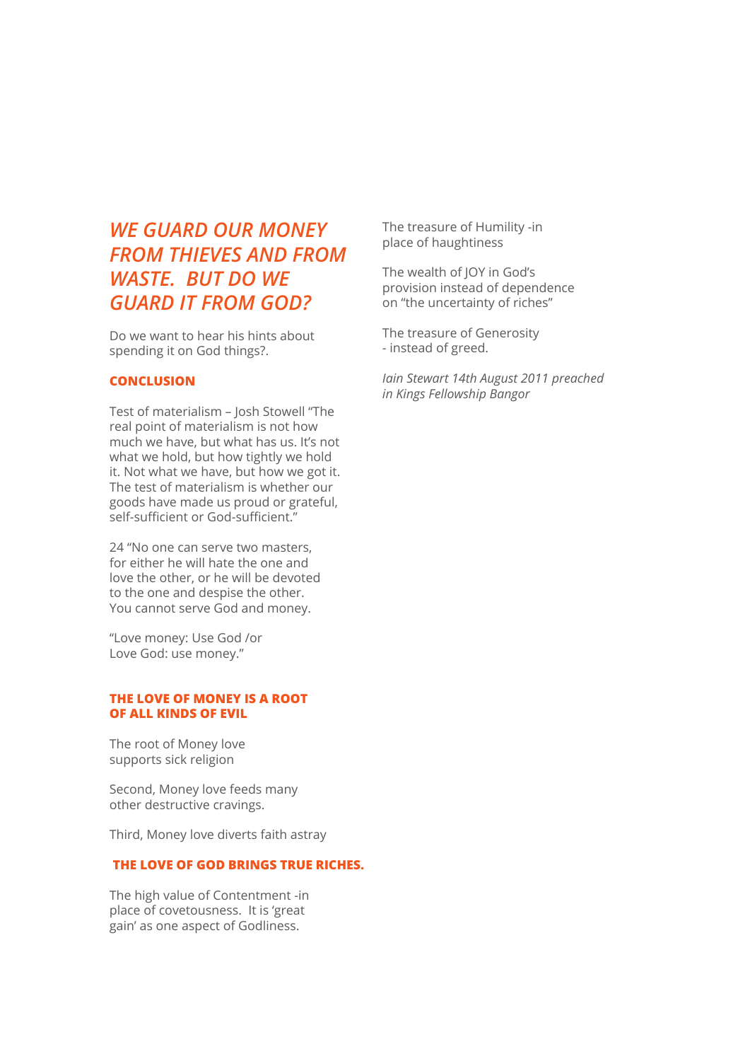## *WE GUARD OUR MONEY FROM THIEVES AND FROM WASTE. BUT DO WE GUARD IT FROM GOD?*

Do we want to hear his hints about spending it on God things?.

### CONCLUSION

Test of materialism – Josh Stowell "The real point of materialism is not how much we have, but what has us. It's not what we hold, but how tightly we hold it. Not what we have, but how we got it. The test of materialism is whether our goods have made us proud or grateful, self-sufficient or God-sufficient."

24 "No one can serve two masters, for either he will hate the one and love the other, or he will be devoted to the one and despise the other. You cannot serve God and money.

"Love money: Use God /or Love God: use money."

### THE LOVE OF MONEY IS A ROOT OF ALL KINDS OF EVIL

The root of Money love supports sick religion

Second, Money love feeds many other destructive cravings.

Third, Money love diverts faith astray

### THE LOVE OF GOD BRINGS TRUE RICHES.

The high value of Contentment -in place of covetousness. It is 'great gain' as one aspect of Godliness.

The treasure of Humility -in place of haughtiness

The wealth of JOY in God's provision instead of dependence on "the uncertainty of riches"

The treasure of Generosity - instead of greed.

*Iain Stewart 14th August 2011 preached in Kings Fellowship Bangor*